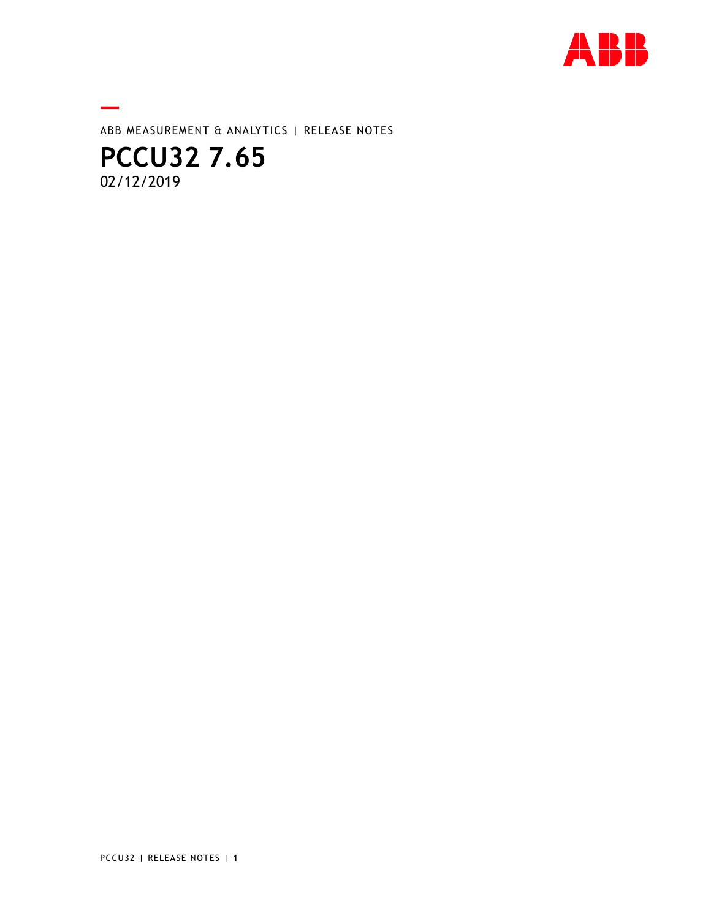ABB MEASUREMENT & ANALYTICS | RELEASE NOTES

# PCCU32 7.65

02/12/2019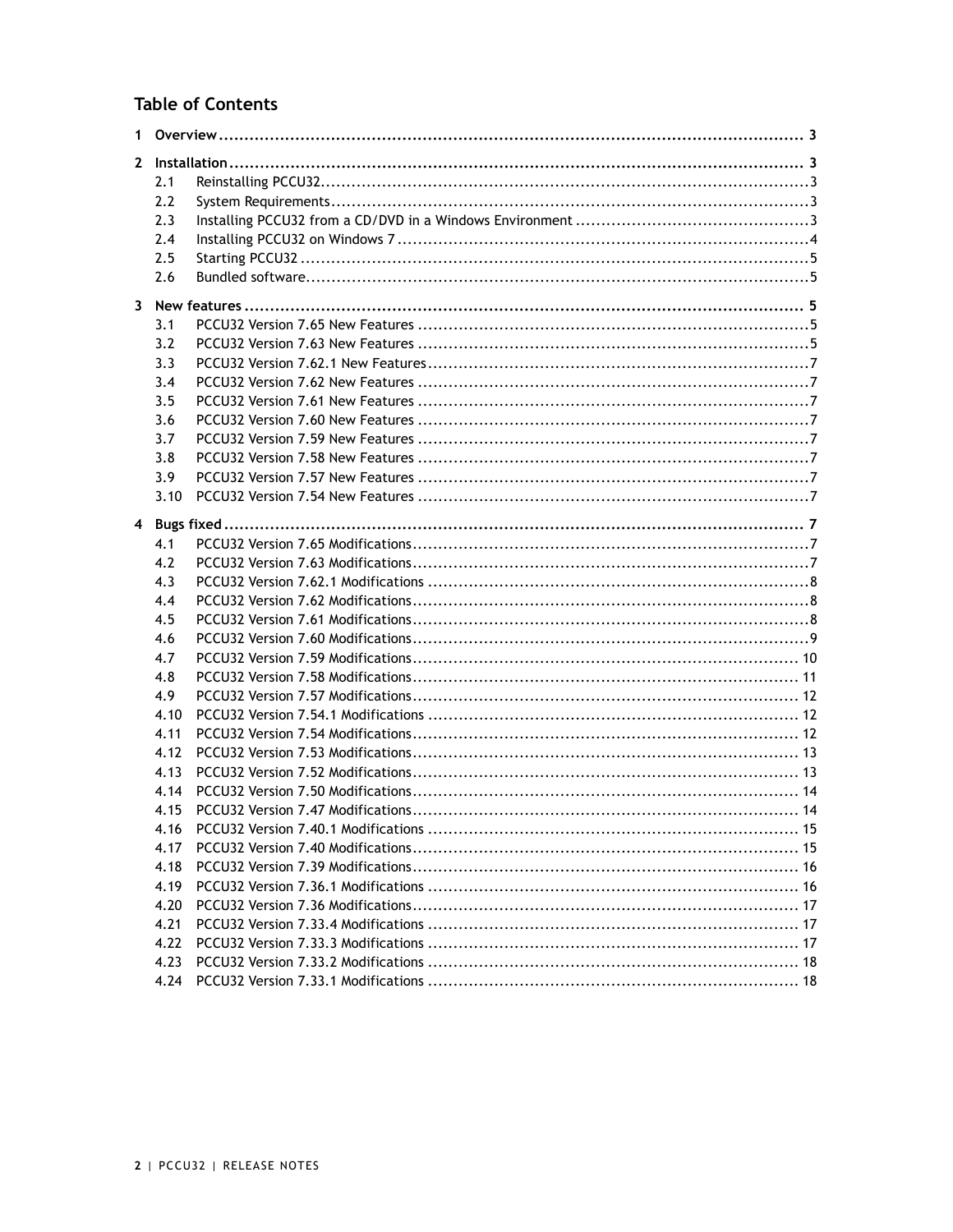# Table of Contents

1 Overview ........ 3

2 Installation ........ 3
- 2.1 Reinstalling PCCU32........ 3
- 2.2 System Requirements........ 3
- 2.3 Installing PCCU32 from a CD/DVD in a Windows Environment ........ 3
- 2.4 Installing PCCU32 on Windows 7 ........ 4
- 2.5 Starting PCCU32 ........ 5
- 2.6 Bundled software........ 5

3 New features ........ 5
- 3.1 PCCU32 Version 7.65 New Features ........ 5
- 3.2 PCCU32 Version 7.63 New Features ........ 5
- 3.3 PCCU32 Version 7.62.1 New Features........ 7
- 3.4 PCCU32 Version 7.62 New Features ........ 7
- 3.5 PCCU32 Version 7.61 New Features ........ 7
- 3.6 PCCU32 Version 7.60 New Features ........ 7
- 3.7 PCCU32 Version 7.59 New Features ........ 7
- 3.8 PCCU32 Version 7.58 New Features ........ 7
- 3.9 PCCU32 Version 7.57 New Features ........ 7
- 3.10 PCCU32 Version 7.54 New Features ........ 7

4 Bugs fixed ........ 7
- 4.1 PCCU32 Version 7.65 Modifications........ 7
- 4.2 PCCU32 Version 7.63 Modifications........ 7
- 4.3 PCCU32 Version 7.62.1 Modifications ........ 8
- 4.4 PCCU32 Version 7.62 Modifications........ 8
- 4.5 PCCU32 Version 7.61 Modifications........ 8
- 4.6 PCCU32 Version 7.60 Modifications........ 9
- 4.7 PCCU32 Version 7.59 Modifications........ 10
- 4.8 PCCU32 Version 7.58 Modifications........ 11
- 4.9 PCCU32 Version 7.57 Modifications........ 12
- 4.10 PCCU32 Version 7.54.1 Modifications ........ 12
- 4.11 PCCU32 Version 7.54 Modifications........ 12
- 4.12 PCCU32 Version 7.53 Modifications........ 13
- 4.13 PCCU32 Version 7.52 Modifications........ 13
- 4.14 PCCU32 Version 7.50 Modifications........ 14
- 4.15 PCCU32 Version 7.47 Modifications........ 14
- 4.16 PCCU32 Version 7.40.1 Modifications ........ 15
- 4.17 PCCU32 Version 7.40 Modifications........ 15
- 4.18 PCCU32 Version 7.39 Modifications........ 16
- 4.19 PCCU32 Version 7.36.1 Modifications ........ 16
- 4.20 PCCU32 Version 7.36 Modifications........ 17
- 4.21 PCCU32 Version 7.33.4 Modifications ........ 17
- 4.22 PCCU32 Version 7.33.3 Modifications ........ 17
- 4.23 PCCU32 Version 7.33.2 Modifications ........ 18
- 4.24 PCCU32 Version 7.33.1 Modifications ........ 18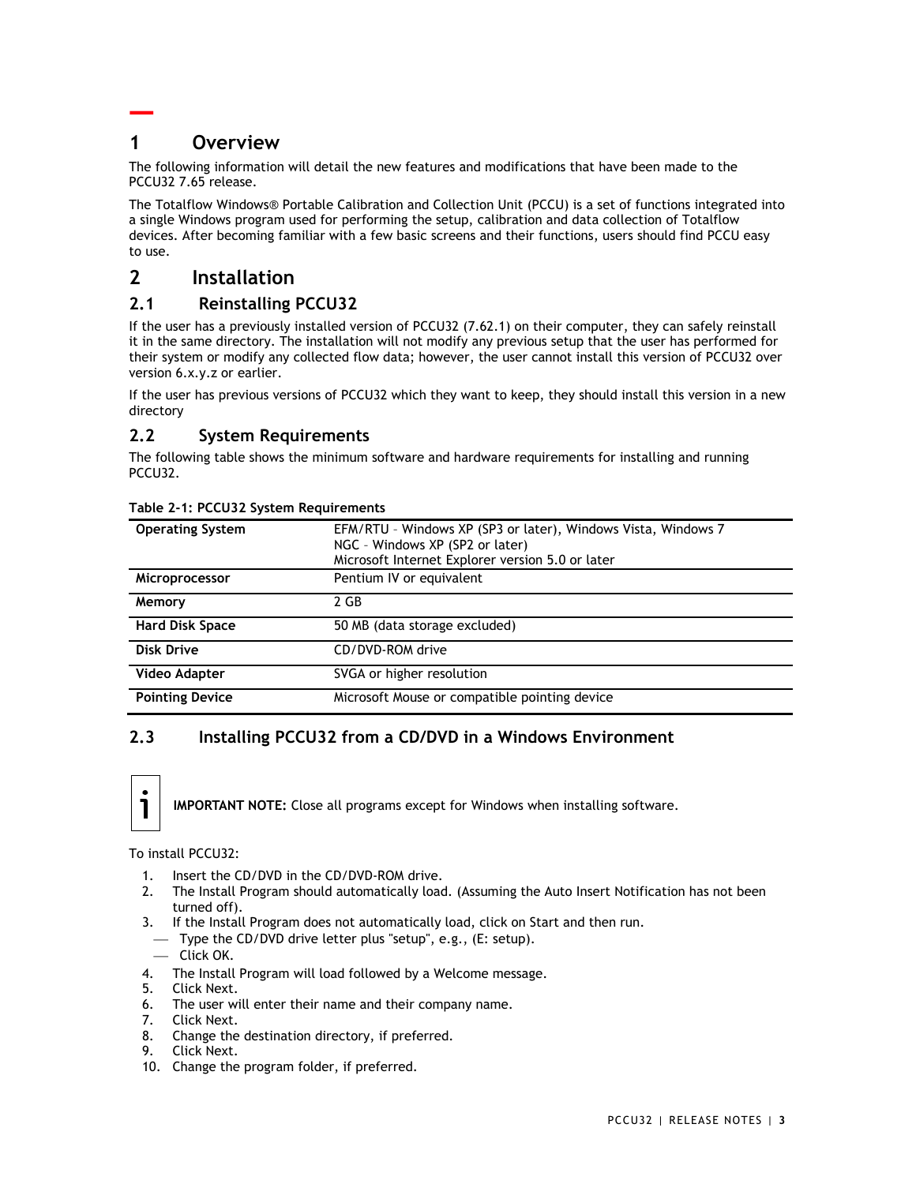# 1 Overview

The following information will detail the new features and modifications that have been made to the PCCU32 7.65 release.

The Totalflow Windows® Portable Calibration and Collection Unit (PCCU) is a set of functions integrated into a single Windows program used for performing the setup, calibration and data collection of Totalflow devices. After becoming familiar with a few basic screens and their functions, users should find PCCU easy to use.

# 2 Installation

## 2.1 Reinstalling PCCU32

If the user has a previously installed version of PCCU32 (7.62.1) on their computer, they can safely reinstall it in the same directory. The installation will not modify any previous setup that the user has performed for their system or modify any collected flow data; however, the user cannot install this version of PCCU32 over version 6.x.y.z or earlier.

If the user has previous versions of PCCU32 which they want to keep, they should install this version in a new directory

## 2.2 System Requirements

The following table shows the minimum software and hardware requirements for installing and running PCCU32.

**Table 2-1: PCCU32 System Requirements**

| | |
|---|---|
| **Operating System** | EFM/RTU – Windows XP (SP3 or later), Windows Vista, Windows 7<br>NGC – Windows XP (SP2 or later)<br>Microsoft Internet Explorer version 5.0 or later |
| **Microprocessor** | Pentium IV or equivalent |
| **Memory** | 2 GB |
| **Hard Disk Space** | 50 MB (data storage excluded) |
| **Disk Drive** | CD/DVD-ROM drive |
| **Video Adapter** | SVGA or higher resolution |
| **Pointing Device** | Microsoft Mouse or compatible pointing device |

## 2.3 Installing PCCU32 from a CD/DVD in a Windows Environment

**IMPORTANT NOTE:** Close all programs except for Windows when installing software.

To install PCCU32:

1. Insert the CD/DVD in the CD/DVD-ROM drive.
2. The Install Program should automatically load. (Assuming the Auto Insert Notification has not been turned off).
3. If the Install Program does not automatically load, click on Start and then run.
   - Type the CD/DVD drive letter plus "setup", e.g., (E: setup).
   - Click OK.
4. The Install Program will load followed by a Welcome message.
5. Click Next.
6. The user will enter their name and their company name.
7. Click Next.
8. Change the destination directory, if preferred.
9. Click Next.
10. Change the program folder, if preferred.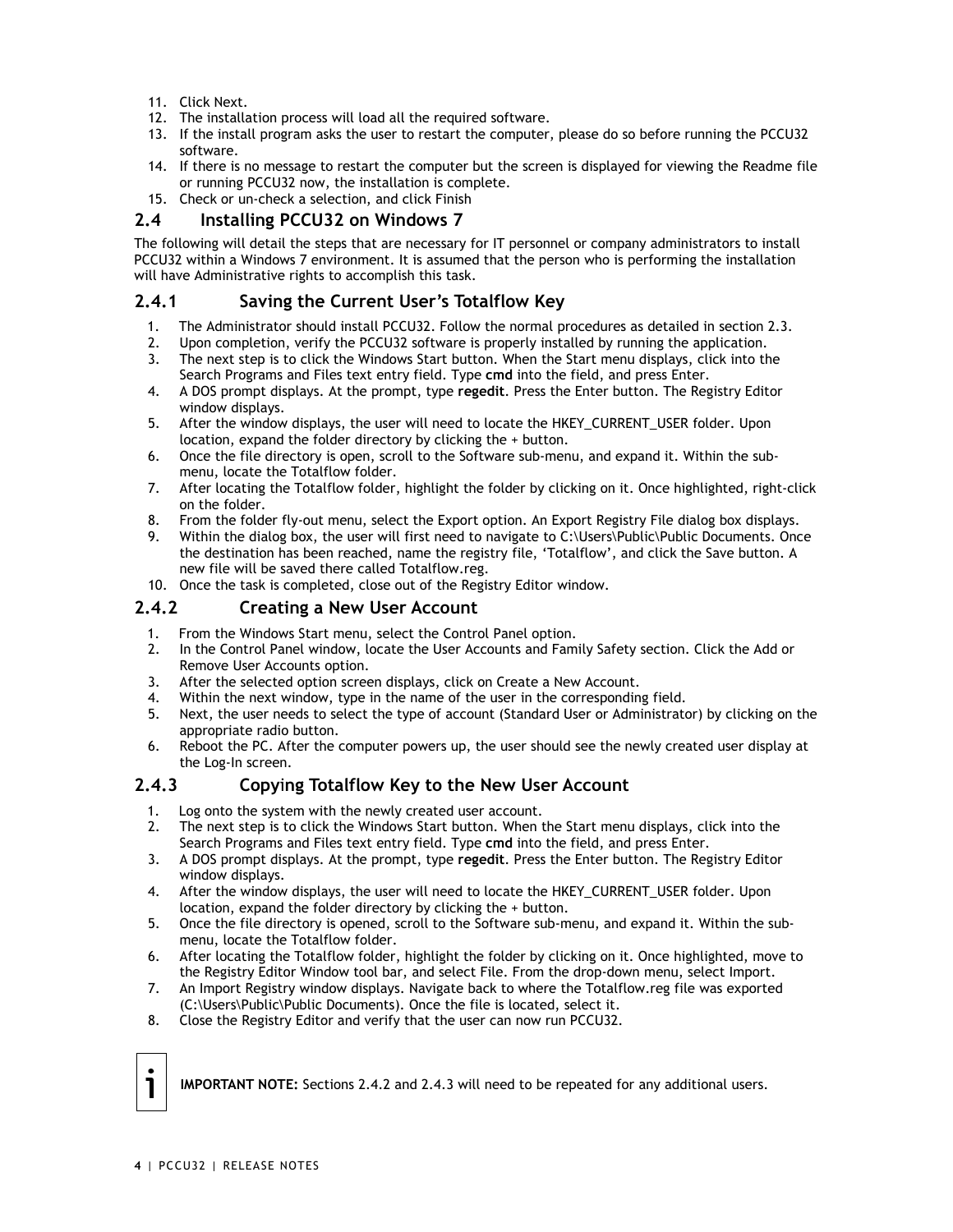11. Click Next.
12. The installation process will load all the required software.
13. If the install program asks the user to restart the computer, please do so before running the PCCU32 software.
14. If there is no message to restart the computer but the screen is displayed for viewing the Readme file or running PCCU32 now, the installation is complete.
15. Check or un-check a selection, and click Finish

## 2.4 Installing PCCU32 on Windows 7

The following will detail the steps that are necessary for IT personnel or company administrators to install PCCU32 within a Windows 7 environment. It is assumed that the person who is performing the installation will have Administrative rights to accomplish this task.

### 2.4.1 Saving the Current User's Totalflow Key

1. The Administrator should install PCCU32. Follow the normal procedures as detailed in section 2.3.
2. Upon completion, verify the PCCU32 software is properly installed by running the application.
3. The next step is to click the Windows Start button. When the Start menu displays, click into the Search Programs and Files text entry field. Type **cmd** into the field, and press Enter.
4. A DOS prompt displays. At the prompt, type **regedit**. Press the Enter button. The Registry Editor window displays.
5. After the window displays, the user will need to locate the HKEY_CURRENT_USER folder. Upon location, expand the folder directory by clicking the + button.
6. Once the file directory is open, scroll to the Software sub-menu, and expand it. Within the sub-menu, locate the Totalflow folder.
7. After locating the Totalflow folder, highlight the folder by clicking on it. Once highlighted, right-click on the folder.
8. From the folder fly-out menu, select the Export option. An Export Registry File dialog box displays.
9. Within the dialog box, the user will first need to navigate to C:\Users\Public\Public Documents. Once the destination has been reached, name the registry file, 'Totalflow', and click the Save button. A new file will be saved there called Totalflow.reg.
10. Once the task is completed, close out of the Registry Editor window.

### 2.4.2 Creating a New User Account

1. From the Windows Start menu, select the Control Panel option.
2. In the Control Panel window, locate the User Accounts and Family Safety section. Click the Add or Remove User Accounts option.
3. After the selected option screen displays, click on Create a New Account.
4. Within the next window, type in the name of the user in the corresponding field.
5. Next, the user needs to select the type of account (Standard User or Administrator) by clicking on the appropriate radio button.
6. Reboot the PC. After the computer powers up, the user should see the newly created user display at the Log-In screen.

### 2.4.3 Copying Totalflow Key to the New User Account

1. Log onto the system with the newly created user account.
2. The next step is to click the Windows Start button. When the Start menu displays, click into the Search Programs and Files text entry field. Type **cmd** into the field, and press Enter.
3. A DOS prompt displays. At the prompt, type **regedit**. Press the Enter button. The Registry Editor window displays.
4. After the window displays, the user will need to locate the HKEY_CURRENT_USER folder. Upon location, expand the folder directory by clicking the + button.
5. Once the file directory is opened, scroll to the Software sub-menu, and expand it. Within the sub-menu, locate the Totalflow folder.
6. After locating the Totalflow folder, highlight the folder by clicking on it. Once highlighted, move to the Registry Editor Window tool bar, and select File. From the drop-down menu, select Import.
7. An Import Registry window displays. Navigate back to where the Totalflow.reg file was exported (C:\Users\Public\Public Documents). Once the file is located, select it.
8. Close the Registry Editor and verify that the user can now run PCCU32.

**IMPORTANT NOTE:** Sections 2.4.2 and 2.4.3 will need to be repeated for any additional users.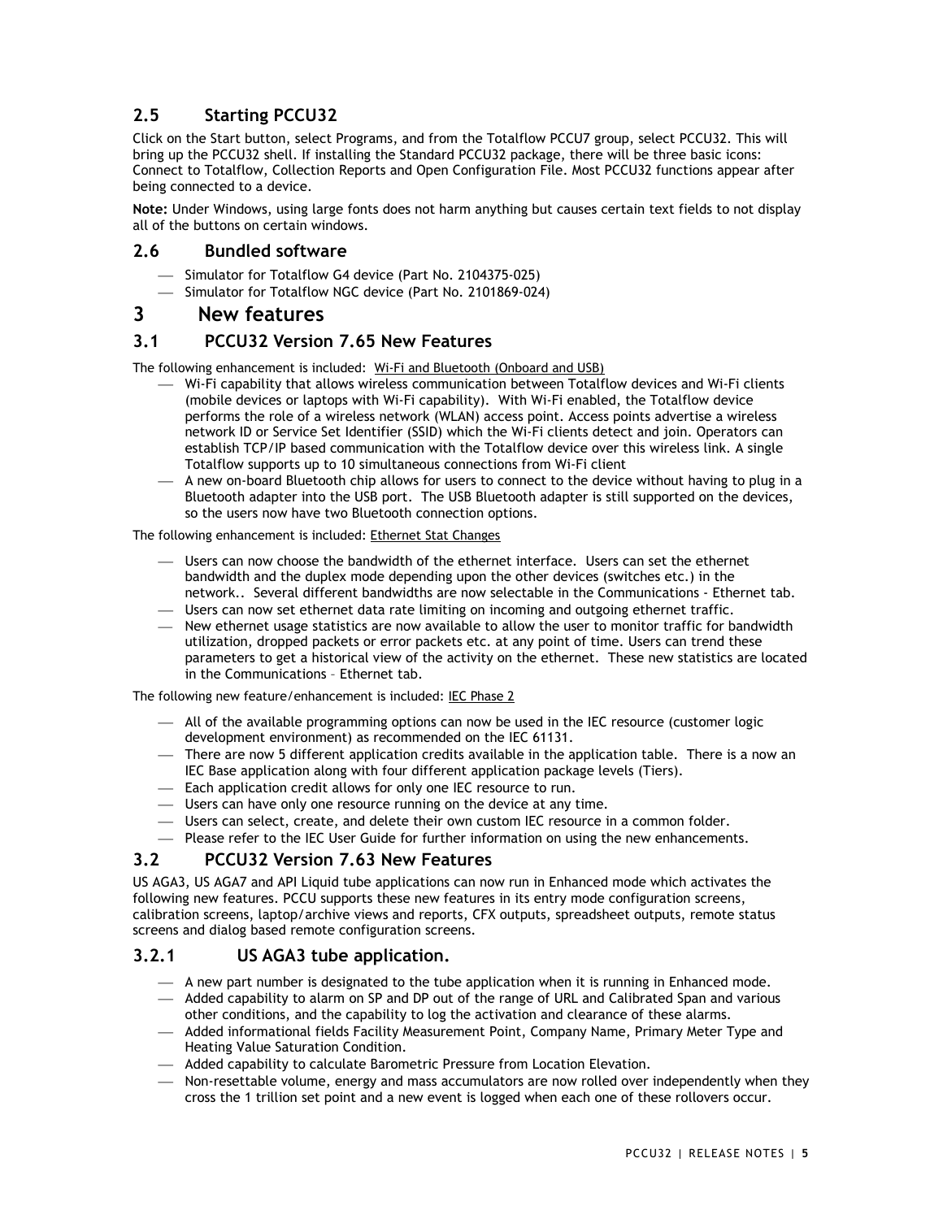## 2.5 Starting PCCU32

Click on the Start button, select Programs, and from the Totalflow PCCU7 group, select PCCU32. This will bring up the PCCU32 shell. If installing the Standard PCCU32 package, there will be three basic icons: Connect to Totalflow, Collection Reports and Open Configuration File. Most PCCU32 functions appear after being connected to a device.

**Note:** Under Windows, using large fonts does not harm anything but causes certain text fields to not display all of the buttons on certain windows.

## 2.6 Bundled software

- Simulator for Totalflow G4 device (Part No. 2104375-025)
- Simulator for Totalflow NGC device (Part No. 2101869-024)

# 3 New features

## 3.1 PCCU32 Version 7.65 New Features

The following enhancement is included: Wi-Fi and Bluetooth (Onboard and USB)

- Wi-Fi capability that allows wireless communication between Totalflow devices and Wi-Fi clients (mobile devices or laptops with Wi-Fi capability). With Wi-Fi enabled, the Totalflow device performs the role of a wireless network (WLAN) access point. Access points advertise a wireless network ID or Service Set Identifier (SSID) which the Wi-Fi clients detect and join. Operators can establish TCP/IP based communication with the Totalflow device over this wireless link. A single Totalflow supports up to 10 simultaneous connections from Wi-Fi client
- A new on-board Bluetooth chip allows for users to connect to the device without having to plug in a Bluetooth adapter into the USB port. The USB Bluetooth adapter is still supported on the devices, so the users now have two Bluetooth connection options.

The following enhancement is included: Ethernet Stat Changes

- Users can now choose the bandwidth of the ethernet interface. Users can set the ethernet bandwidth and the duplex mode depending upon the other devices (switches etc.) in the network.. Several different bandwidths are now selectable in the Communications - Ethernet tab.
- Users can now set ethernet data rate limiting on incoming and outgoing ethernet traffic.
- New ethernet usage statistics are now available to allow the user to monitor traffic for bandwidth utilization, dropped packets or error packets etc. at any point of time. Users can trend these parameters to get a historical view of the activity on the ethernet. These new statistics are located in the Communications – Ethernet tab.

The following new feature/enhancement is included: IEC Phase 2

- All of the available programming options can now be used in the IEC resource (customer logic development environment) as recommended on the IEC 61131.
- There are now 5 different application credits available in the application table. There is a now an IEC Base application along with four different application package levels (Tiers).
- Each application credit allows for only one IEC resource to run.
- Users can have only one resource running on the device at any time.
- Users can select, create, and delete their own custom IEC resource in a common folder.
- Please refer to the IEC User Guide for further information on using the new enhancements.

## 3.2 PCCU32 Version 7.63 New Features

US AGA3, US AGA7 and API Liquid tube applications can now run in Enhanced mode which activates the following new features. PCCU supports these new features in its entry mode configuration screens, calibration screens, laptop/archive views and reports, CFX outputs, spreadsheet outputs, remote status screens and dialog based remote configuration screens.

### 3.2.1 US AGA3 tube application.

- A new part number is designated to the tube application when it is running in Enhanced mode.
- Added capability to alarm on SP and DP out of the range of URL and Calibrated Span and various other conditions, and the capability to log the activation and clearance of these alarms.
- Added informational fields Facility Measurement Point, Company Name, Primary Meter Type and Heating Value Saturation Condition.
- Added capability to calculate Barometric Pressure from Location Elevation.
- Non-resettable volume, energy and mass accumulators are now rolled over independently when they cross the 1 trillion set point and a new event is logged when each one of these rollovers occur.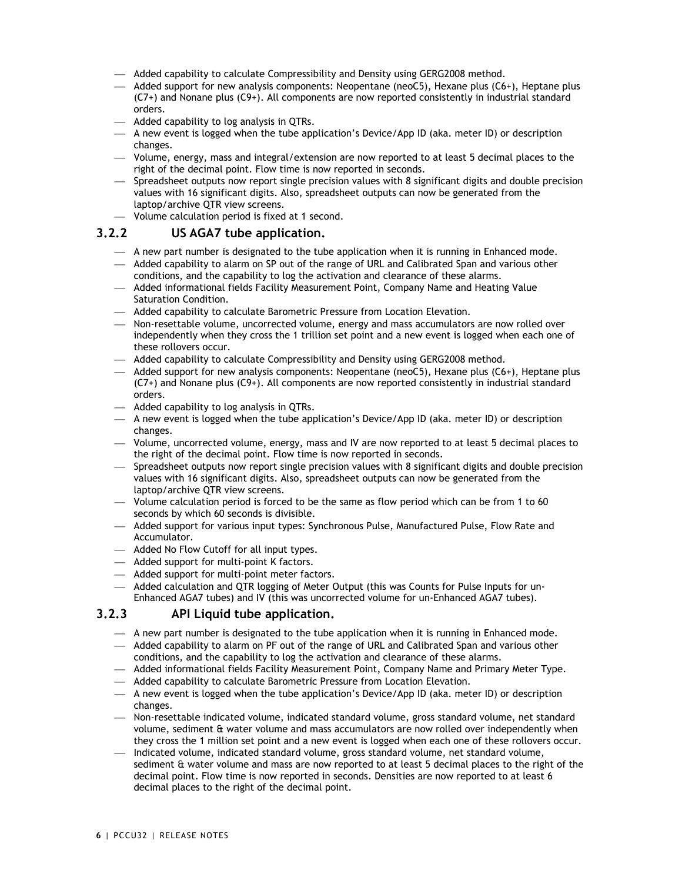- Added capability to calculate Compressibility and Density using GERG2008 method.
- Added support for new analysis components: Neopentane (neoC5), Hexane plus (C6+), Heptane plus (C7+) and Nonane plus (C9+). All components are now reported consistently in industrial standard orders.
- Added capability to log analysis in QTRs.
- A new event is logged when the tube application's Device/App ID (aka. meter ID) or description changes.
- Volume, energy, mass and integral/extension are now reported to at least 5 decimal places to the right of the decimal point. Flow time is now reported in seconds.
- Spreadsheet outputs now report single precision values with 8 significant digits and double precision values with 16 significant digits. Also, spreadsheet outputs can now be generated from the laptop/archive QTR view screens.
- Volume calculation period is fixed at 1 second.

### 3.2.2 US AGA7 tube application.

- A new part number is designated to the tube application when it is running in Enhanced mode.
- Added capability to alarm on SP out of the range of URL and Calibrated Span and various other conditions, and the capability to log the activation and clearance of these alarms.
- Added informational fields Facility Measurement Point, Company Name and Heating Value Saturation Condition.
- Added capability to calculate Barometric Pressure from Location Elevation.
- Non-resettable volume, uncorrected volume, energy and mass accumulators are now rolled over independently when they cross the 1 trillion set point and a new event is logged when each one of these rollovers occur.
- Added capability to calculate Compressibility and Density using GERG2008 method.
- Added support for new analysis components: Neopentane (neoC5), Hexane plus (C6+), Heptane plus (C7+) and Nonane plus (C9+). All components are now reported consistently in industrial standard orders.
- Added capability to log analysis in QTRs.
- A new event is logged when the tube application's Device/App ID (aka. meter ID) or description changes.
- Volume, uncorrected volume, energy, mass and IV are now reported to at least 5 decimal places to the right of the decimal point. Flow time is now reported in seconds.
- Spreadsheet outputs now report single precision values with 8 significant digits and double precision values with 16 significant digits. Also, spreadsheet outputs can now be generated from the laptop/archive QTR view screens.
- Volume calculation period is forced to be the same as flow period which can be from 1 to 60 seconds by which 60 seconds is divisible.
- Added support for various input types: Synchronous Pulse, Manufactured Pulse, Flow Rate and Accumulator.
- Added No Flow Cutoff for all input types.
- Added support for multi-point K factors.
- Added support for multi-point meter factors.
- Added calculation and QTR logging of Meter Output (this was Counts for Pulse Inputs for un-Enhanced AGA7 tubes) and IV (this was uncorrected volume for un-Enhanced AGA7 tubes).

### 3.2.3 API Liquid tube application.

- A new part number is designated to the tube application when it is running in Enhanced mode.
- Added capability to alarm on PF out of the range of URL and Calibrated Span and various other conditions, and the capability to log the activation and clearance of these alarms.
- Added informational fields Facility Measurement Point, Company Name and Primary Meter Type.
- Added capability to calculate Barometric Pressure from Location Elevation.
- A new event is logged when the tube application's Device/App ID (aka. meter ID) or description changes.
- Non-resettable indicated volume, indicated standard volume, gross standard volume, net standard volume, sediment & water volume and mass accumulators are now rolled over independently when they cross the 1 million set point and a new event is logged when each one of these rollovers occur.
- Indicated volume, indicated standard volume, gross standard volume, net standard volume, sediment & water volume and mass are now reported to at least 5 decimal places to the right of the decimal point. Flow time is now reported in seconds. Densities are now reported to at least 6 decimal places to the right of the decimal point.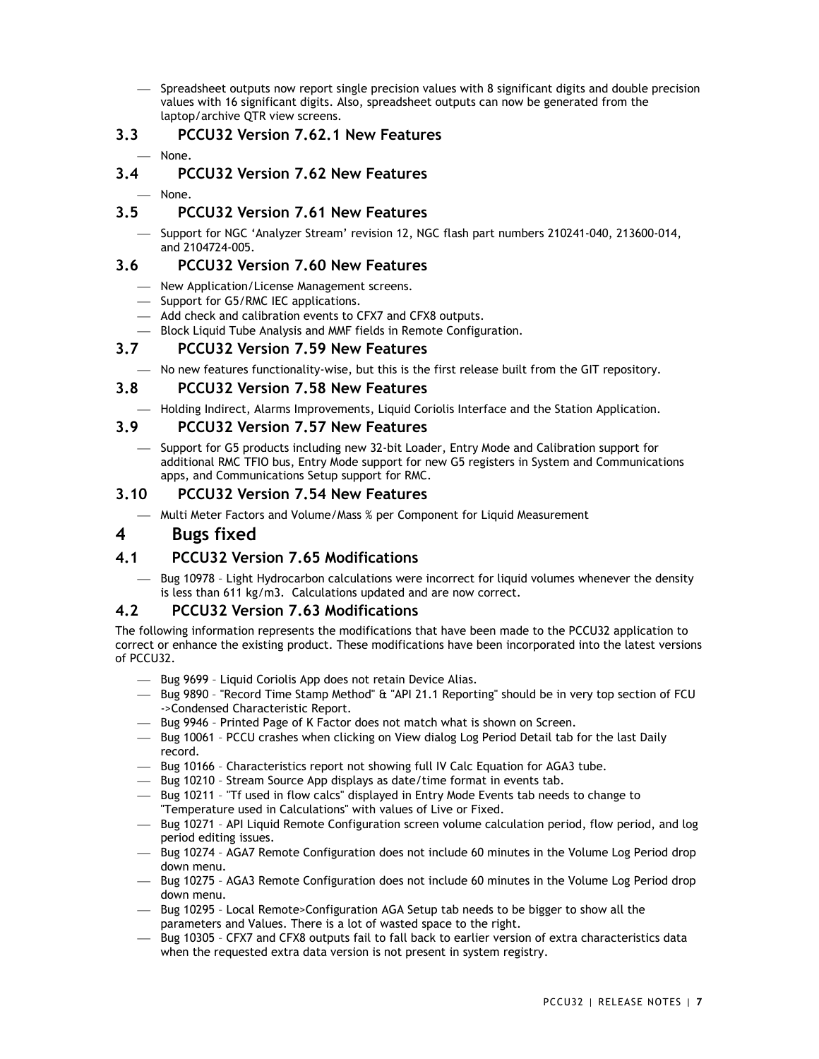- Spreadsheet outputs now report single precision values with 8 significant digits and double precision values with 16 significant digits. Also, spreadsheet outputs can now be generated from the laptop/archive QTR view screens.

## 3.3 PCCU32 Version 7.62.1 New Features

- None.

## 3.4 PCCU32 Version 7.62 New Features

- None.

## 3.5 PCCU32 Version 7.61 New Features

- Support for NGC 'Analyzer Stream' revision 12, NGC flash part numbers 210241-040, 213600-014, and 2104724-005.

## 3.6 PCCU32 Version 7.60 New Features

- New Application/License Management screens.
- Support for G5/RMC IEC applications.
- Add check and calibration events to CFX7 and CFX8 outputs.
- Block Liquid Tube Analysis and MMF fields in Remote Configuration.

## 3.7 PCCU32 Version 7.59 New Features

- No new features functionality-wise, but this is the first release built from the GIT repository.

## 3.8 PCCU32 Version 7.58 New Features

- Holding Indirect, Alarms Improvements, Liquid Coriolis Interface and the Station Application.

## 3.9 PCCU32 Version 7.57 New Features

- Support for G5 products including new 32-bit Loader, Entry Mode and Calibration support for additional RMC TFIO bus, Entry Mode support for new G5 registers in System and Communications apps, and Communications Setup support for RMC.

## 3.10 PCCU32 Version 7.54 New Features

- Multi Meter Factors and Volume/Mass % per Component for Liquid Measurement

# 4 Bugs fixed

## 4.1 PCCU32 Version 7.65 Modifications

- Bug 10978 – Light Hydrocarbon calculations were incorrect for liquid volumes whenever the density is less than 611 kg/m3. Calculations updated and are now correct.

## 4.2 PCCU32 Version 7.63 Modifications

The following information represents the modifications that have been made to the PCCU32 application to correct or enhance the existing product. These modifications have been incorporated into the latest versions of PCCU32.

- Bug 9699 – Liquid Coriolis App does not retain Device Alias.
- Bug 9890 – "Record Time Stamp Method" & "API 21.1 Reporting" should be in very top section of FCU ->Condensed Characteristic Report.
- Bug 9946 – Printed Page of K Factor does not match what is shown on Screen.
- Bug 10061 – PCCU crashes when clicking on View dialog Log Period Detail tab for the last Daily record.
- Bug 10166 – Characteristics report not showing full IV Calc Equation for AGA3 tube.
- Bug 10210 – Stream Source App displays as date/time format in events tab.
- Bug 10211 – "Tf used in flow calcs" displayed in Entry Mode Events tab needs to change to "Temperature used in Calculations" with values of Live or Fixed.
- Bug 10271 – API Liquid Remote Configuration screen volume calculation period, flow period, and log period editing issues.
- Bug 10274 – AGA7 Remote Configuration does not include 60 minutes in the Volume Log Period drop down menu.
- Bug 10275 – AGA3 Remote Configuration does not include 60 minutes in the Volume Log Period drop down menu.
- Bug 10295 – Local Remote>Configuration AGA Setup tab needs to be bigger to show all the parameters and Values. There is a lot of wasted space to the right.
- Bug 10305 – CFX7 and CFX8 outputs fail to fall back to earlier version of extra characteristics data when the requested extra data version is not present in system registry.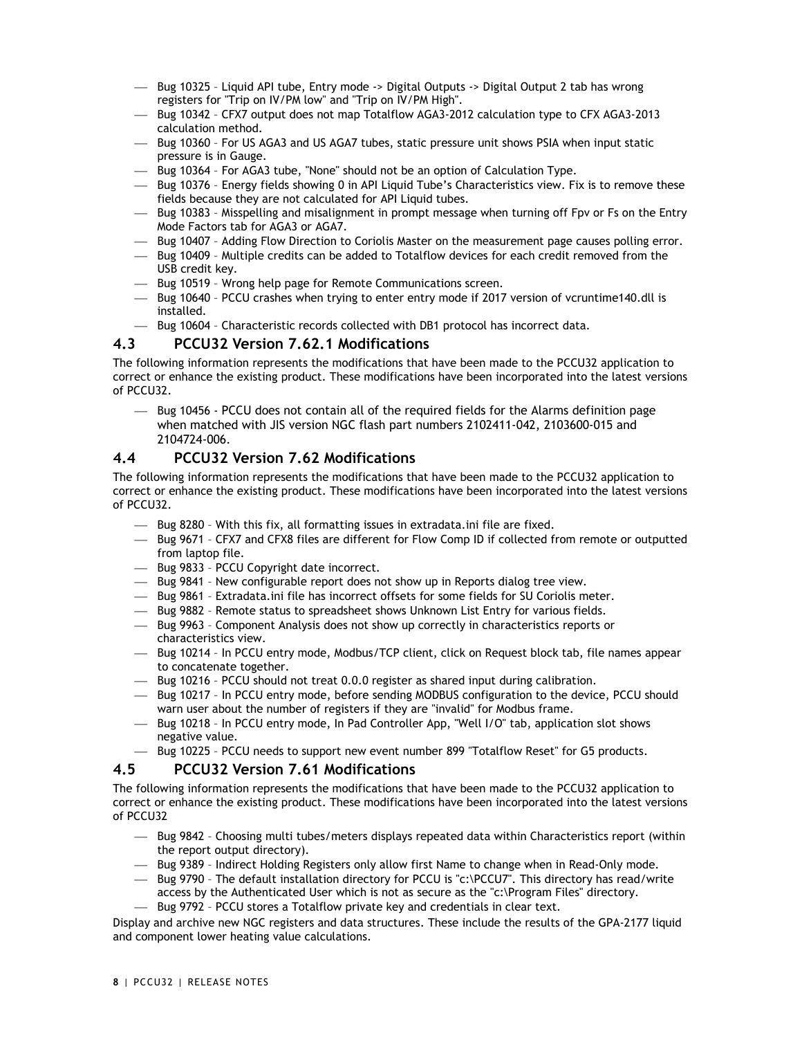- Bug 10325 – Liquid API tube, Entry mode -> Digital Outputs -> Digital Output 2 tab has wrong registers for "Trip on IV/PM low" and "Trip on IV/PM High".
- Bug 10342 – CFX7 output does not map Totalflow AGA3-2012 calculation type to CFX AGA3-2013 calculation method.
- Bug 10360 – For US AGA3 and US AGA7 tubes, static pressure unit shows PSIA when input static pressure is in Gauge.
- Bug 10364 – For AGA3 tube, "None" should not be an option of Calculation Type.
- Bug 10376 – Energy fields showing 0 in API Liquid Tube's Characteristics view. Fix is to remove these fields because they are not calculated for API Liquid tubes.
- Bug 10383 – Misspelling and misalignment in prompt message when turning off Fpv or Fs on the Entry Mode Factors tab for AGA3 or AGA7.
- Bug 10407 – Adding Flow Direction to Coriolis Master on the measurement page causes polling error.
- Bug 10409 – Multiple credits can be added to Totalflow devices for each credit removed from the USB credit key.
- Bug 10519 – Wrong help page for Remote Communications screen.
- Bug 10640 – PCCU crashes when trying to enter entry mode if 2017 version of vcruntime140.dll is installed.
- Bug 10604 – Characteristic records collected with DB1 protocol has incorrect data.

## 4.3 PCCU32 Version 7.62.1 Modifications

The following information represents the modifications that have been made to the PCCU32 application to correct or enhance the existing product. These modifications have been incorporated into the latest versions of PCCU32.

- Bug 10456 - PCCU does not contain all of the required fields for the Alarms definition page when matched with JIS version NGC flash part numbers 2102411-042, 2103600-015 and 2104724-006.

## 4.4 PCCU32 Version 7.62 Modifications

The following information represents the modifications that have been made to the PCCU32 application to correct or enhance the existing product. These modifications have been incorporated into the latest versions of PCCU32.

- Bug 8280 – With this fix, all formatting issues in extradata.ini file are fixed.
- Bug 9671 – CFX7 and CFX8 files are different for Flow Comp ID if collected from remote or outputted from laptop file.
- Bug 9833 – PCCU Copyright date incorrect.
- Bug 9841 – New configurable report does not show up in Reports dialog tree view.
- Bug 9861 – Extradata.ini file has incorrect offsets for some fields for SU Coriolis meter.
- Bug 9882 – Remote status to spreadsheet shows Unknown List Entry for various fields.
- Bug 9963 – Component Analysis does not show up correctly in characteristics reports or characteristics view.
- Bug 10214 – In PCCU entry mode, Modbus/TCP client, click on Request block tab, file names appear to concatenate together.
- Bug 10216 – PCCU should not treat 0.0.0 register as shared input during calibration.
- Bug 10217 – In PCCU entry mode, before sending MODBUS configuration to the device, PCCU should warn user about the number of registers if they are "invalid" for Modbus frame.
- Bug 10218 – In PCCU entry mode, In Pad Controller App, "Well I/O" tab, application slot shows negative value.
- Bug 10225 – PCCU needs to support new event number 899 "Totalflow Reset" for G5 products.

## 4.5 PCCU32 Version 7.61 Modifications

The following information represents the modifications that have been made to the PCCU32 application to correct or enhance the existing product. These modifications have been incorporated into the latest versions of PCCU32

- Bug 9842 – Choosing multi tubes/meters displays repeated data within Characteristics report (within the report output directory).
- Bug 9389 – Indirect Holding Registers only allow first Name to change when in Read-Only mode.
- Bug 9790 – The default installation directory for PCCU is "c:\PCCU7". This directory has read/write access by the Authenticated User which is not as secure as the "c:\Program Files" directory.
- Bug 9792 – PCCU stores a Totalflow private key and credentials in clear text.

Display and archive new NGC registers and data structures. These include the results of the GPA-2177 liquid and component lower heating value calculations.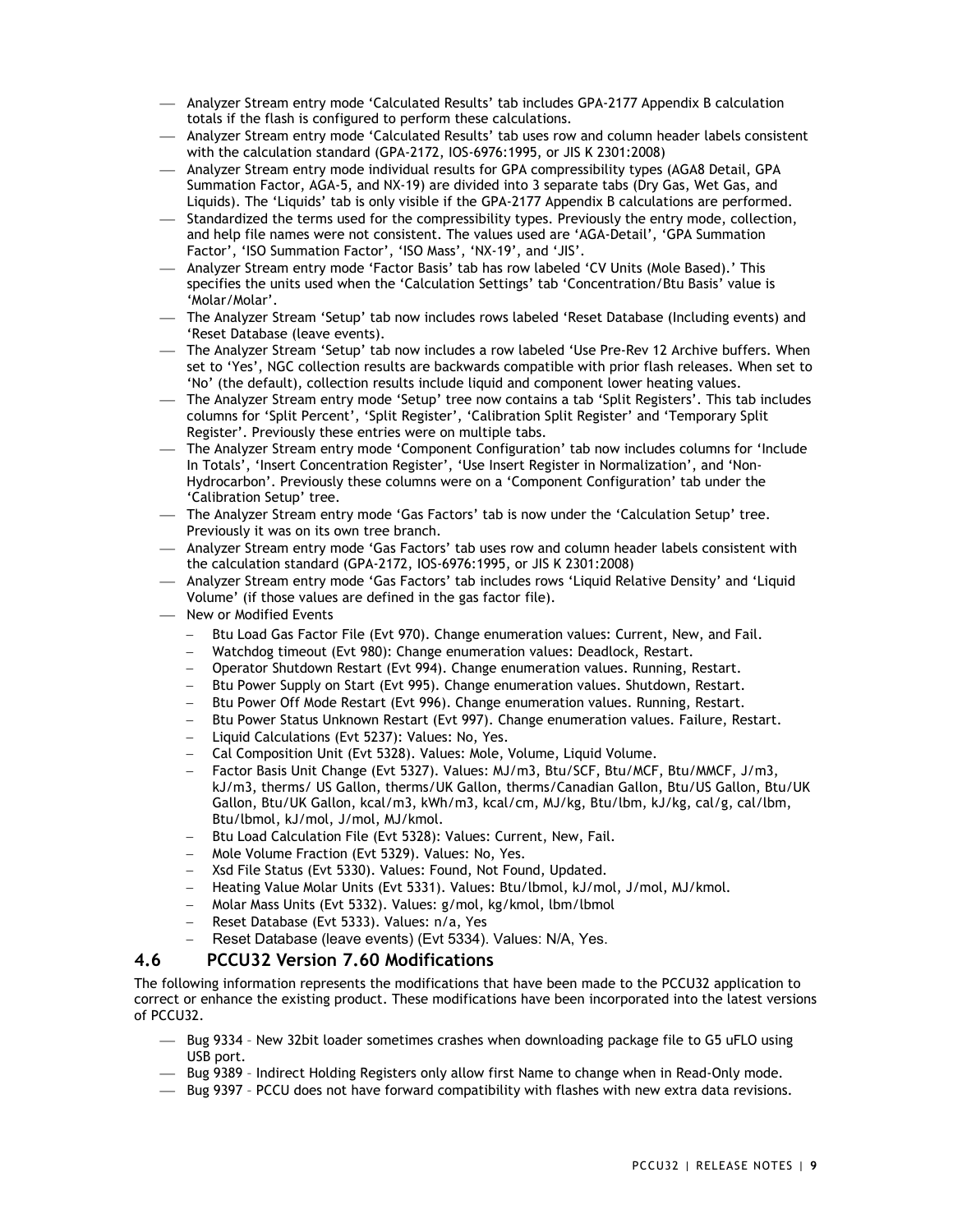- Analyzer Stream entry mode 'Calculated Results' tab includes GPA-2177 Appendix B calculation totals if the flash is configured to perform these calculations.
- Analyzer Stream entry mode 'Calculated Results' tab uses row and column header labels consistent with the calculation standard (GPA-2172, IOS-6976:1995, or JIS K 2301:2008)
- Analyzer Stream entry mode individual results for GPA compressibility types (AGA8 Detail, GPA Summation Factor, AGA-5, and NX-19) are divided into 3 separate tabs (Dry Gas, Wet Gas, and Liquids). The 'Liquids' tab is only visible if the GPA-2177 Appendix B calculations are performed.
- Standardized the terms used for the compressibility types. Previously the entry mode, collection, and help file names were not consistent. The values used are 'AGA-Detail', 'GPA Summation Factor', 'ISO Summation Factor', 'ISO Mass', 'NX-19', and 'JIS'.
- Analyzer Stream entry mode 'Factor Basis' tab has row labeled 'CV Units (Mole Based).' This specifies the units used when the 'Calculation Settings' tab 'Concentration/Btu Basis' value is 'Molar/Molar'.
- The Analyzer Stream 'Setup' tab now includes rows labeled 'Reset Database (Including events) and 'Reset Database (leave events).
- The Analyzer Stream 'Setup' tab now includes a row labeled 'Use Pre-Rev 12 Archive buffers. When set to 'Yes', NGC collection results are backwards compatible with prior flash releases. When set to 'No' (the default), collection results include liquid and component lower heating values.
- The Analyzer Stream entry mode 'Setup' tree now contains a tab 'Split Registers'. This tab includes columns for 'Split Percent', 'Split Register', 'Calibration Split Register' and 'Temporary Split Register'. Previously these entries were on multiple tabs.
- The Analyzer Stream entry mode 'Component Configuration' tab now includes columns for 'Include In Totals', 'Insert Concentration Register', 'Use Insert Register in Normalization', and 'Non-Hydrocarbon'. Previously these columns were on a 'Component Configuration' tab under the 'Calibration Setup' tree.
- The Analyzer Stream entry mode 'Gas Factors' tab is now under the 'Calculation Setup' tree. Previously it was on its own tree branch.
- Analyzer Stream entry mode 'Gas Factors' tab uses row and column header labels consistent with the calculation standard (GPA-2172, IOS-6976:1995, or JIS K 2301:2008)
- Analyzer Stream entry mode 'Gas Factors' tab includes rows 'Liquid Relative Density' and 'Liquid Volume' (if those values are defined in the gas factor file).
- New or Modified Events
  - Btu Load Gas Factor File (Evt 970). Change enumeration values: Current, New, and Fail.
  - Watchdog timeout (Evt 980): Change enumeration values: Deadlock, Restart.
  - Operator Shutdown Restart (Evt 994). Change enumeration values. Running, Restart.
  - Btu Power Supply on Start (Evt 995). Change enumeration values. Shutdown, Restart.
  - Btu Power Off Mode Restart (Evt 996). Change enumeration values. Running, Restart.
  - Btu Power Status Unknown Restart (Evt 997). Change enumeration values. Failure, Restart.
  - Liquid Calculations (Evt 5237): Values: No, Yes.
  - Cal Composition Unit (Evt 5328). Values: Mole, Volume, Liquid Volume.
  - Factor Basis Unit Change (Evt 5327). Values: MJ/m3, Btu/SCF, Btu/MCF, Btu/MMCF, J/m3, kJ/m3, therms/ US Gallon, therms/UK Gallon, therms/Canadian Gallon, Btu/US Gallon, Btu/UK Gallon, Btu/UK Gallon, kcal/m3, kWh/m3, kcal/cm, MJ/kg, Btu/lbm, kJ/kg, cal/g, cal/lbm, Btu/lbmol, kJ/mol, J/mol, MJ/kmol.
  - Btu Load Calculation File (Evt 5328): Values: Current, New, Fail.
  - Mole Volume Fraction (Evt 5329). Values: No, Yes.
  - Xsd File Status (Evt 5330). Values: Found, Not Found, Updated.
  - Heating Value Molar Units (Evt 5331). Values: Btu/lbmol, kJ/mol, J/mol, MJ/kmol.
  - Molar Mass Units (Evt 5332). Values: g/mol, kg/kmol, lbm/lbmol
  - Reset Database (Evt 5333). Values: n/a, Yes
  - Reset Database (leave events) (Evt 5334). Values: N/A, Yes.

## 4.6 PCCU32 Version 7.60 Modifications

The following information represents the modifications that have been made to the PCCU32 application to correct or enhance the existing product. These modifications have been incorporated into the latest versions of PCCU32.

- Bug 9334 – New 32bit loader sometimes crashes when downloading package file to G5 uFLO using USB port.
- Bug 9389 – Indirect Holding Registers only allow first Name to change when in Read-Only mode.
- Bug 9397 – PCCU does not have forward compatibility with flashes with new extra data revisions.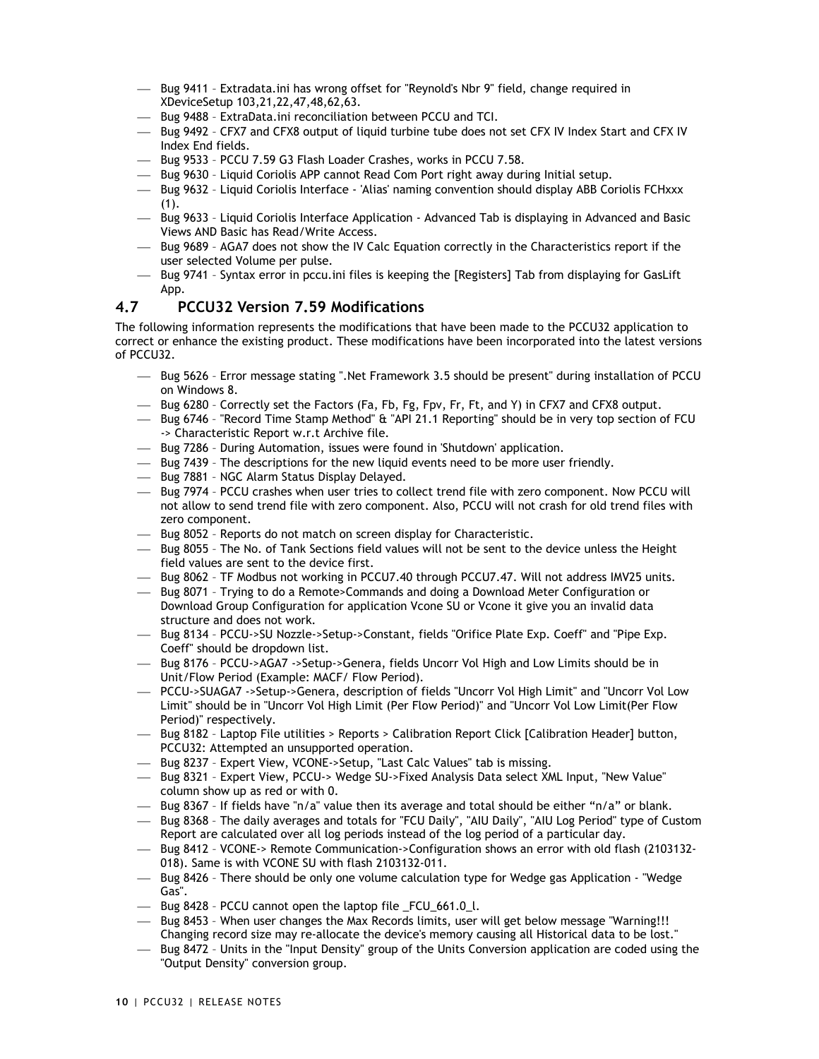- Bug 9411 – Extradata.ini has wrong offset for "Reynold's Nbr 9" field, change required in XDeviceSetup 103,21,22,47,48,62,63.
- Bug 9488 – ExtraData.ini reconciliation between PCCU and TCI.
- Bug 9492 – CFX7 and CFX8 output of liquid turbine tube does not set CFX IV Index Start and CFX IV Index End fields.
- Bug 9533 – PCCU 7.59 G3 Flash Loader Crashes, works in PCCU 7.58.
- Bug 9630 – Liquid Coriolis APP cannot Read Com Port right away during Initial setup.
- Bug 9632 – Liquid Coriolis Interface - 'Alias' naming convention should display ABB Coriolis FCHxxx (1).
- Bug 9633 – Liquid Coriolis Interface Application - Advanced Tab is displaying in Advanced and Basic Views AND Basic has Read/Write Access.
- Bug 9689 – AGA7 does not show the IV Calc Equation correctly in the Characteristics report if the user selected Volume per pulse.
- Bug 9741 – Syntax error in pccu.ini files is keeping the [Registers] Tab from displaying for GasLift App.

## 4.7 PCCU32 Version 7.59 Modifications

The following information represents the modifications that have been made to the PCCU32 application to correct or enhance the existing product. These modifications have been incorporated into the latest versions of PCCU32.

- Bug 5626 – Error message stating ".Net Framework 3.5 should be present" during installation of PCCU on Windows 8.
- Bug 6280 – Correctly set the Factors (Fa, Fb, Fg, Fpv, Fr, Ft, and Y) in CFX7 and CFX8 output.
- Bug 6746 – "Record Time Stamp Method" & "API 21.1 Reporting" should be in very top section of FCU -> Characteristic Report w.r.t Archive file.
- Bug 7286 – During Automation, issues were found in 'Shutdown' application.
- Bug 7439 – The descriptions for the new liquid events need to be more user friendly.
- Bug 7881 – NGC Alarm Status Display Delayed.
- Bug 7974 – PCCU crashes when user tries to collect trend file with zero component. Now PCCU will not allow to send trend file with zero component. Also, PCCU will not crash for old trend files with zero component.
- Bug 8052 – Reports do not match on screen display for Characteristic.
- Bug 8055 – The No. of Tank Sections field values will not be sent to the device unless the Height field values are sent to the device first.
- Bug 8062 – TF Modbus not working in PCCU7.40 through PCCU7.47. Will not address IMV25 units.
- Bug 8071 – Trying to do a Remote>Commands and doing a Download Meter Configuration or Download Group Configuration for application Vcone SU or Vcone it give you an invalid data structure and does not work.
- Bug 8134 – PCCU->SU Nozzle->Setup->Constant, fields "Orifice Plate Exp. Coeff" and "Pipe Exp. Coeff" should be dropdown list.
- Bug 8176 – PCCU->AGA7 ->Setup->Genera, fields Uncorr Vol High and Low Limits should be in Unit/Flow Period (Example: MACF/ Flow Period).
- PCCU->SUAGA7 ->Setup->Genera, description of fields "Uncorr Vol High Limit" and "Uncorr Vol Low Limit" should be in "Uncorr Vol High Limit (Per Flow Period)" and "Uncorr Vol Low Limit(Per Flow Period)" respectively.
- Bug 8182 – Laptop File utilities > Reports > Calibration Report Click [Calibration Header] button, PCCU32: Attempted an unsupported operation.
- Bug 8237 – Expert View, VCONE->Setup, "Last Calc Values" tab is missing.
- Bug 8321 – Expert View, PCCU-> Wedge SU->Fixed Analysis Data select XML Input, "New Value" column show up as red or with 0.
- Bug 8367 – If fields have "n/a" value then its average and total should be either “n/a” or blank.
- Bug 8368 – The daily averages and totals for "FCU Daily", "AIU Daily", "AIU Log Period" type of Custom Report are calculated over all log periods instead of the log period of a particular day.
- Bug 8412 – VCONE-> Remote Communication->Configuration shows an error with old flash (2103132-018). Same is with VCONE SU with flash 2103132-011.
- Bug 8426 – There should be only one volume calculation type for Wedge gas Application - "Wedge Gas".
- Bug 8428 – PCCU cannot open the laptop file _FCU_661.0_l.
- Bug 8453 – When user changes the Max Records limits, user will get below message "Warning!!! Changing record size may re-allocate the device's memory causing all Historical data to be lost."
- Bug 8472 – Units in the "Input Density" group of the Units Conversion application are coded using the "Output Density" conversion group.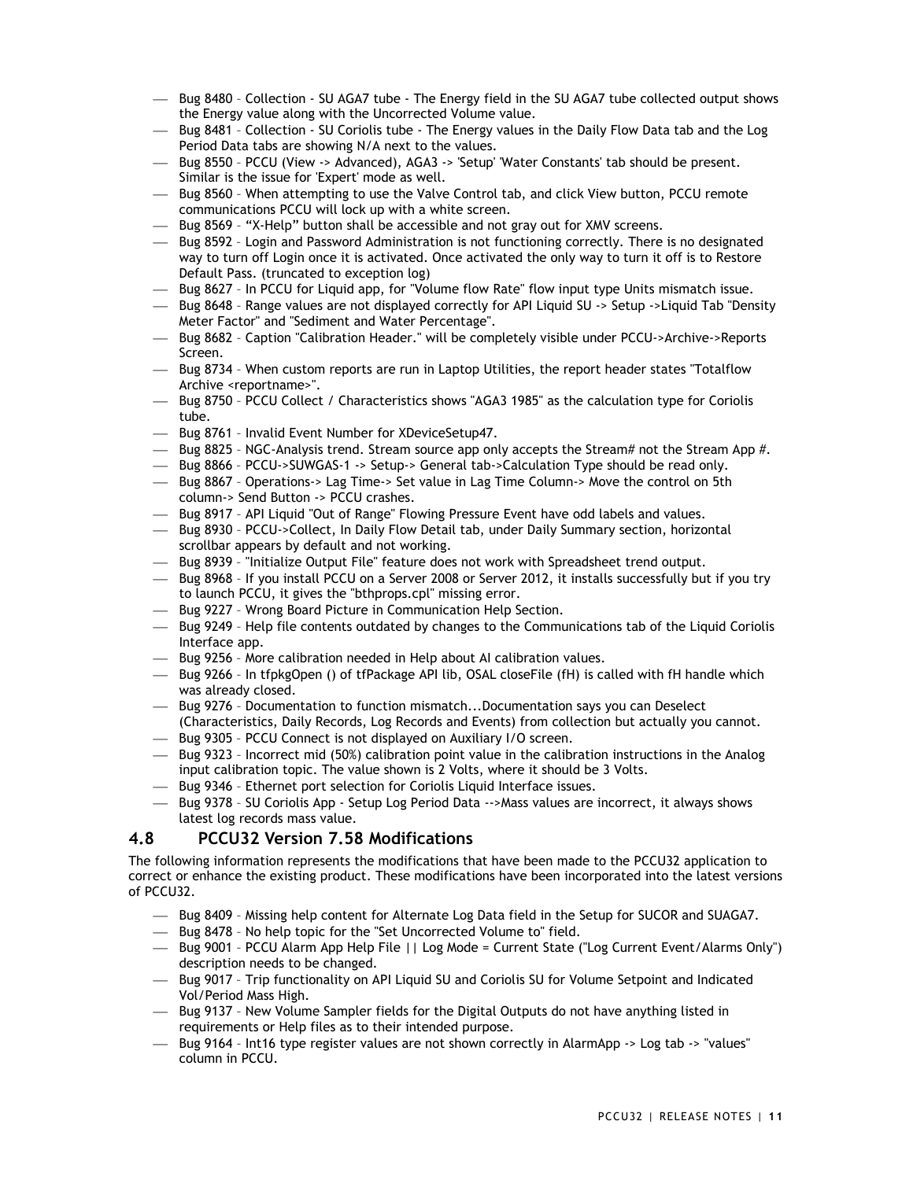- Bug 8480 – Collection - SU AGA7 tube - The Energy field in the SU AGA7 tube collected output shows the Energy value along with the Uncorrected Volume value.
- Bug 8481 – Collection - SU Coriolis tube - The Energy values in the Daily Flow Data tab and the Log Period Data tabs are showing N/A next to the values.
- Bug 8550 – PCCU (View -> Advanced), AGA3 -> 'Setup' 'Water Constants' tab should be present. Similar is the issue for 'Expert' mode as well.
- Bug 8560 – When attempting to use the Valve Control tab, and click View button, PCCU remote communications PCCU will lock up with a white screen.
- Bug 8569 – "X-Help" button shall be accessible and not gray out for XMV screens.
- Bug 8592 – Login and Password Administration is not functioning correctly. There is no designated way to turn off Login once it is activated. Once activated the only way to turn it off is to Restore Default Pass. (truncated to exception log)
- Bug 8627 – In PCCU for Liquid app, for "Volume flow Rate" flow input type Units mismatch issue.
- Bug 8648 – Range values are not displayed correctly for API Liquid SU -> Setup ->Liquid Tab "Density Meter Factor" and "Sediment and Water Percentage".
- Bug 8682 – Caption "Calibration Header." will be completely visible under PCCU->Archive->Reports Screen.
- Bug 8734 – When custom reports are run in Laptop Utilities, the report header states "Totalflow Archive <reportname>".
- Bug 8750 – PCCU Collect / Characteristics shows "AGA3 1985" as the calculation type for Coriolis tube.
- Bug 8761 – Invalid Event Number for XDeviceSetup47.
- Bug 8825 – NGC-Analysis trend. Stream source app only accepts the Stream# not the Stream App #.
- Bug 8866 – PCCU->SUWGAS-1 -> Setup-> General tab->Calculation Type should be read only.
- Bug 8867 – Operations-> Lag Time-> Set value in Lag Time Column-> Move the control on 5th column-> Send Button -> PCCU crashes.
- Bug 8917 – API Liquid "Out of Range" Flowing Pressure Event have odd labels and values.
- Bug 8930 – PCCU->Collect, In Daily Flow Detail tab, under Daily Summary section, horizontal scrollbar appears by default and not working.
- Bug 8939 – "Initialize Output File" feature does not work with Spreadsheet trend output.
- Bug 8968 – If you install PCCU on a Server 2008 or Server 2012, it installs successfully but if you try to launch PCCU, it gives the "bthprops.cpl" missing error.
- Bug 9227 – Wrong Board Picture in Communication Help Section.
- Bug 9249 – Help file contents outdated by changes to the Communications tab of the Liquid Coriolis Interface app.
- Bug 9256 – More calibration needed in Help about AI calibration values.
- Bug 9266 – In tfpkgOpen () of tfPackage API lib, OSAL closeFile (fH) is called with fH handle which was already closed.
- Bug 9276 – Documentation to function mismatch...Documentation says you can Deselect (Characteristics, Daily Records, Log Records and Events) from collection but actually you cannot.
- Bug 9305 – PCCU Connect is not displayed on Auxiliary I/O screen.
- Bug 9323 – Incorrect mid (50%) calibration point value in the calibration instructions in the Analog input calibration topic. The value shown is 2 Volts, where it should be 3 Volts.
- Bug 9346 – Ethernet port selection for Coriolis Liquid Interface issues.
- Bug 9378 – SU Coriolis App - Setup Log Period Data -->Mass values are incorrect, it always shows latest log records mass value.

## 4.8 PCCU32 Version 7.58 Modifications

The following information represents the modifications that have been made to the PCCU32 application to correct or enhance the existing product. These modifications have been incorporated into the latest versions of PCCU32.

- Bug 8409 – Missing help content for Alternate Log Data field in the Setup for SUCOR and SUAGA7.
- Bug 8478 – No help topic for the "Set Uncorrected Volume to" field.
- Bug 9001 – PCCU Alarm App Help File || Log Mode = Current State ("Log Current Event/Alarms Only") description needs to be changed.
- Bug 9017 – Trip functionality on API Liquid SU and Coriolis SU for Volume Setpoint and Indicated Vol/Period Mass High.
- Bug 9137 – New Volume Sampler fields for the Digital Outputs do not have anything listed in requirements or Help files as to their intended purpose.
- Bug 9164 – Int16 type register values are not shown correctly in AlarmApp -> Log tab -> "values" column in PCCU.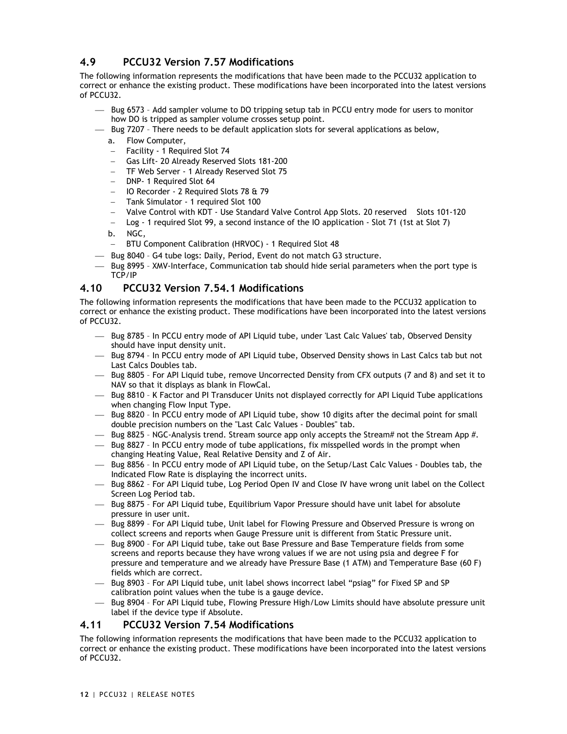## 4.9 PCCU32 Version 7.57 Modifications

The following information represents the modifications that have been made to the PCCU32 application to correct or enhance the existing product. These modifications have been incorporated into the latest versions of PCCU32.

- Bug 6573 – Add sampler volume to DO tripping setup tab in PCCU entry mode for users to monitor how DO is tripped as sampler volume crosses setup point.
- Bug 7207 – There needs to be default application slots for several applications as below,
  a. Flow Computer,
    - Facility - 1 Required Slot 74
    - Gas Lift- 20 Already Reserved Slots 181-200
    - TF Web Server - 1 Already Reserved Slot 75
    - DNP- 1 Required Slot 64
    - IO Recorder - 2 Required Slots 78 & 79
    - Tank Simulator - 1 required Slot 100
    - Valve Control with KDT - Use Standard Valve Control App Slots. 20 reserved Slots 101-120
    - Log - 1 required Slot 99, a second instance of the IO application - Slot 71 (1st at Slot 7)
  b. NGC,
    - BTU Component Calibration (HRVOC) - 1 Required Slot 48
- Bug 8040 – G4 tube logs: Daily, Period, Event do not match G3 structure.
- Bug 8995 – XMV-Interface, Communication tab should hide serial parameters when the port type is TCP/IP

## 4.10 PCCU32 Version 7.54.1 Modifications

The following information represents the modifications that have been made to the PCCU32 application to correct or enhance the existing product. These modifications have been incorporated into the latest versions of PCCU32.

- Bug 8785 – In PCCU entry mode of API Liquid tube, under 'Last Calc Values' tab, Observed Density should have input density unit.
- Bug 8794 – In PCCU entry mode of API Liquid tube, Observed Density shows in Last Calcs tab but not Last Calcs Doubles tab.
- Bug 8805 – For API Liquid tube, remove Uncorrected Density from CFX outputs (7 and 8) and set it to NAV so that it displays as blank in FlowCal.
- Bug 8810 – K Factor and PI Transducer Units not displayed correctly for API Liquid Tube applications when changing Flow Input Type.
- Bug 8820 – In PCCU entry mode of API Liquid tube, show 10 digits after the decimal point for small double precision numbers on the "Last Calc Values - Doubles" tab.
- Bug 8825 – NGC-Analysis trend. Stream source app only accepts the Stream# not the Stream App #.
- Bug 8827 – In PCCU entry mode of tube applications, fix misspelled words in the prompt when changing Heating Value, Real Relative Density and Z of Air.
- Bug 8856 – In PCCU entry mode of API Liquid tube, on the Setup/Last Calc Values - Doubles tab, the Indicated Flow Rate is displaying the incorrect units.
- Bug 8862 – For API Liquid tube, Log Period Open IV and Close IV have wrong unit label on the Collect Screen Log Period tab.
- Bug 8875 – For API Liquid tube, Equilibrium Vapor Pressure should have unit label for absolute pressure in user unit.
- Bug 8899 – For API Liquid tube, Unit label for Flowing Pressure and Observed Pressure is wrong on collect screens and reports when Gauge Pressure unit is different from Static Pressure unit.
- Bug 8900 – For API Liquid tube, take out Base Pressure and Base Temperature fields from some screens and reports because they have wrong values if we are not using psia and degree F for pressure and temperature and we already have Pressure Base (1 ATM) and Temperature Base (60 F) fields which are correct.
- Bug 8903 – For API Liquid tube, unit label shows incorrect label "psiag" for Fixed SP and SP calibration point values when the tube is a gauge device.
- Bug 8904 – For API Liquid tube, Flowing Pressure High/Low Limits should have absolute pressure unit label if the device type if Absolute.

## 4.11 PCCU32 Version 7.54 Modifications

The following information represents the modifications that have been made to the PCCU32 application to correct or enhance the existing product. These modifications have been incorporated into the latest versions of PCCU32.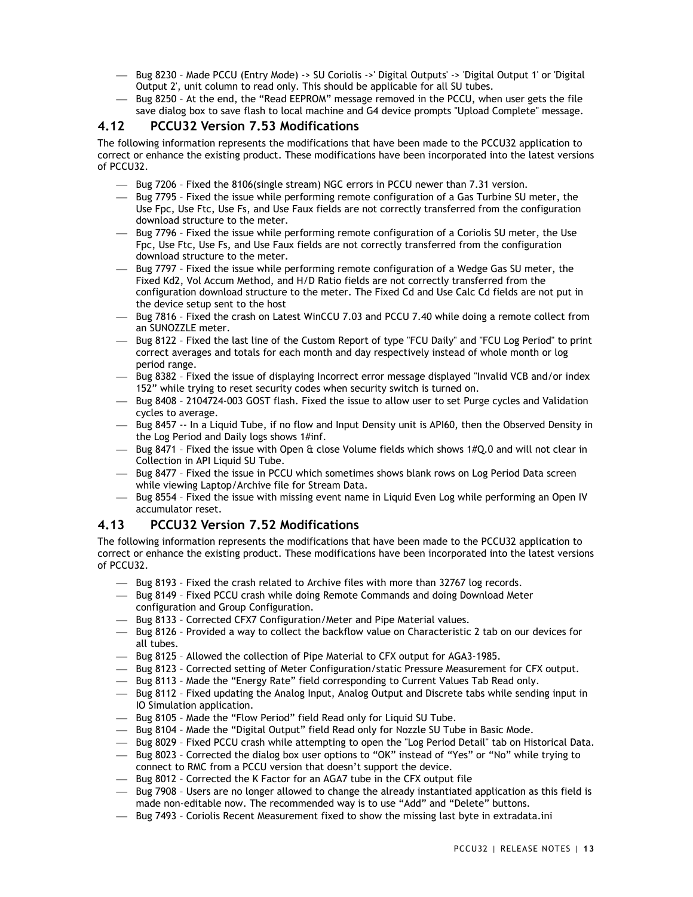- Bug 8230 – Made PCCU (Entry Mode) -> SU Coriolis ->' Digital Outputs' -> 'Digital Output 1' or 'Digital Output 2', unit column to read only. This should be applicable for all SU tubes.
- Bug 8250 – At the end, the "Read EEPROM" message removed in the PCCU, when user gets the file save dialog box to save flash to local machine and G4 device prompts "Upload Complete" message.

## 4.12 PCCU32 Version 7.53 Modifications

The following information represents the modifications that have been made to the PCCU32 application to correct or enhance the existing product. These modifications have been incorporated into the latest versions of PCCU32.

- Bug 7206 – Fixed the 8106(single stream) NGC errors in PCCU newer than 7.31 version.
- Bug 7795 – Fixed the issue while performing remote configuration of a Gas Turbine SU meter, the Use Fpc, Use Ftc, Use Fs, and Use Faux fields are not correctly transferred from the configuration download structure to the meter.
- Bug 7796 – Fixed the issue while performing remote configuration of a Coriolis SU meter, the Use Fpc, Use Ftc, Use Fs, and Use Faux fields are not correctly transferred from the configuration download structure to the meter.
- Bug 7797 – Fixed the issue while performing remote configuration of a Wedge Gas SU meter, the Fixed Kd2, Vol Accum Method, and H/D Ratio fields are not correctly transferred from the configuration download structure to the meter. The Fixed Cd and Use Calc Cd fields are not put in the device setup sent to the host
- Bug 7816 – Fixed the crash on Latest WinCCU 7.03 and PCCU 7.40 while doing a remote collect from an SUNOZZLE meter.
- Bug 8122 – Fixed the last line of the Custom Report of type "FCU Daily" and "FCU Log Period" to print correct averages and totals for each month and day respectively instead of whole month or log period range.
- Bug 8382 – Fixed the issue of displaying Incorrect error message displayed "Invalid VCB and/or index 152" while trying to reset security codes when security switch is turned on.
- Bug 8408 – 2104724-003 GOST flash. Fixed the issue to allow user to set Purge cycles and Validation cycles to average.
- Bug 8457 -- In a Liquid Tube, if no flow and Input Density unit is API60, then the Observed Density in the Log Period and Daily logs shows 1#inf.
- Bug 8471 – Fixed the issue with Open & close Volume fields which shows 1#Q.0 and will not clear in Collection in API Liquid SU Tube.
- Bug 8477 – Fixed the issue in PCCU which sometimes shows blank rows on Log Period Data screen while viewing Laptop/Archive file for Stream Data.
- Bug 8554 – Fixed the issue with missing event name in Liquid Even Log while performing an Open IV accumulator reset.

## 4.13 PCCU32 Version 7.52 Modifications

The following information represents the modifications that have been made to the PCCU32 application to correct or enhance the existing product. These modifications have been incorporated into the latest versions of PCCU32.

- Bug 8193 – Fixed the crash related to Archive files with more than 32767 log records.
- Bug 8149 – Fixed PCCU crash while doing Remote Commands and doing Download Meter configuration and Group Configuration.
- Bug 8133 – Corrected CFX7 Configuration/Meter and Pipe Material values.
- Bug 8126 – Provided a way to collect the backflow value on Characteristic 2 tab on our devices for all tubes.
- Bug 8125 – Allowed the collection of Pipe Material to CFX output for AGA3-1985.
- Bug 8123 – Corrected setting of Meter Configuration/static Pressure Measurement for CFX output.
- Bug 8113 – Made the "Energy Rate" field corresponding to Current Values Tab Read only.
- Bug 8112 – Fixed updating the Analog Input, Analog Output and Discrete tabs while sending input in IO Simulation application.
- Bug 8105 – Made the "Flow Period" field Read only for Liquid SU Tube.
- Bug 8104 – Made the "Digital Output" field Read only for Nozzle SU Tube in Basic Mode.
- Bug 8029 – Fixed PCCU crash while attempting to open the "Log Period Detail" tab on Historical Data.
- Bug 8023 – Corrected the dialog box user options to "OK" instead of "Yes" or "No" while trying to connect to RMC from a PCCU version that doesn't support the device.
- Bug 8012 – Corrected the K Factor for an AGA7 tube in the CFX output file
- Bug 7908 – Users are no longer allowed to change the already instantiated application as this field is made non-editable now. The recommended way is to use "Add" and "Delete" buttons.
- Bug 7493 – Coriolis Recent Measurement fixed to show the missing last byte in extradata.ini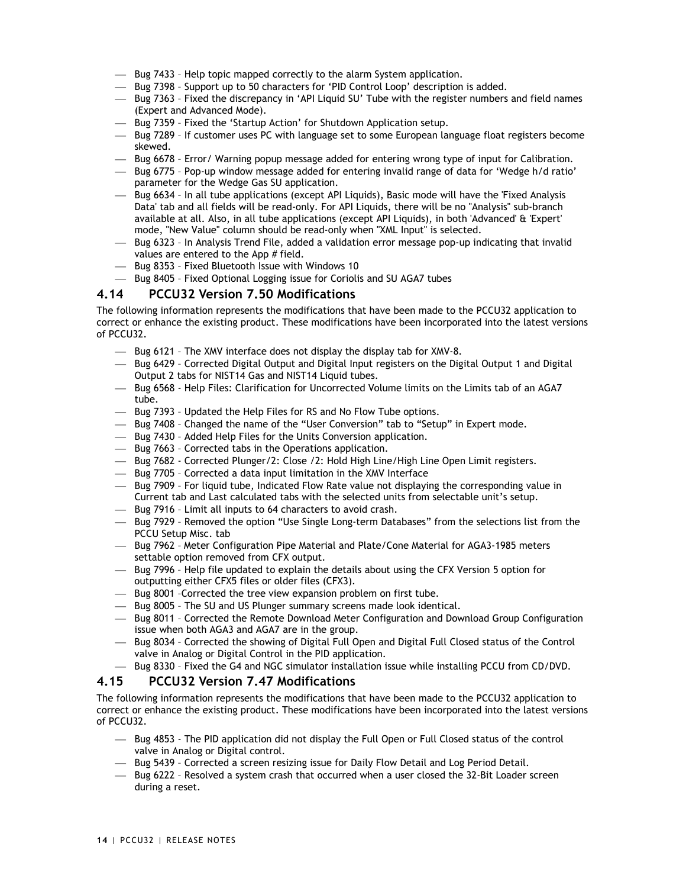- Bug 7433 – Help topic mapped correctly to the alarm System application.
- Bug 7398 – Support up to 50 characters for 'PID Control Loop' description is added.
- Bug 7363 – Fixed the discrepancy in 'API Liquid SU' Tube with the register numbers and field names (Expert and Advanced Mode).
- Bug 7359 – Fixed the 'Startup Action' for Shutdown Application setup.
- Bug 7289 – If customer uses PC with language set to some European language float registers become skewed.
- Bug 6678 – Error/ Warning popup message added for entering wrong type of input for Calibration.
- Bug 6775 – Pop-up window message added for entering invalid range of data for 'Wedge h/d ratio' parameter for the Wedge Gas SU application.
- Bug 6634 – In all tube applications (except API Liquids), Basic mode will have the 'Fixed Analysis Data' tab and all fields will be read-only. For API Liquids, there will be no "Analysis" sub-branch available at all. Also, in all tube applications (except API Liquids), in both 'Advanced' & 'Expert' mode, "New Value" column should be read-only when "XML Input" is selected.
- Bug 6323 – In Analysis Trend File, added a validation error message pop-up indicating that invalid values are entered to the App # field.
- Bug 8353 – Fixed Bluetooth Issue with Windows 10
- Bug 8405 – Fixed Optional Logging issue for Coriolis and SU AGA7 tubes

## 4.14 PCCU32 Version 7.50 Modifications

The following information represents the modifications that have been made to the PCCU32 application to correct or enhance the existing product. These modifications have been incorporated into the latest versions of PCCU32.

- Bug 6121 – The XMV interface does not display the display tab for XMV-8.
- Bug 6429 – Corrected Digital Output and Digital Input registers on the Digital Output 1 and Digital Output 2 tabs for NIST14 Gas and NIST14 Liquid tubes.
- Bug 6568 - Help Files: Clarification for Uncorrected Volume limits on the Limits tab of an AGA7 tube.
- Bug 7393 – Updated the Help Files for RS and No Flow Tube options.
- Bug 7408 – Changed the name of the "User Conversion" tab to "Setup" in Expert mode.
- Bug 7430 – Added Help Files for the Units Conversion application.
- Bug 7663 – Corrected tabs in the Operations application.
- Bug 7682 - Corrected Plunger/2: Close /2: Hold High Line/High Line Open Limit registers.
- Bug 7705 – Corrected a data input limitation in the XMV Interface
- Bug 7909 – For liquid tube, Indicated Flow Rate value not displaying the corresponding value in Current tab and Last calculated tabs with the selected units from selectable unit's setup.
- Bug 7916 – Limit all inputs to 64 characters to avoid crash.
- Bug 7929 – Removed the option "Use Single Long-term Databases" from the selections list from the PCCU Setup Misc. tab
- Bug 7962 – Meter Configuration Pipe Material and Plate/Cone Material for AGA3-1985 meters settable option removed from CFX output.
- Bug 7996 – Help file updated to explain the details about using the CFX Version 5 option for outputting either CFX5 files or older files (CFX3).
- Bug 8001 –Corrected the tree view expansion problem on first tube.
- Bug 8005 – The SU and US Plunger summary screens made look identical.
- Bug 8011 – Corrected the Remote Download Meter Configuration and Download Group Configuration issue when both AGA3 and AGA7 are in the group.
- Bug 8034 – Corrected the showing of Digital Full Open and Digital Full Closed status of the Control valve in Analog or Digital Control in the PID application.
- Bug 8330 – Fixed the G4 and NGC simulator installation issue while installing PCCU from CD/DVD.

## 4.15 PCCU32 Version 7.47 Modifications

The following information represents the modifications that have been made to the PCCU32 application to correct or enhance the existing product. These modifications have been incorporated into the latest versions of PCCU32.

- Bug 4853 - The PID application did not display the Full Open or Full Closed status of the control valve in Analog or Digital control.
- Bug 5439 – Corrected a screen resizing issue for Daily Flow Detail and Log Period Detail.
- Bug 6222 – Resolved a system crash that occurred when a user closed the 32-Bit Loader screen during a reset.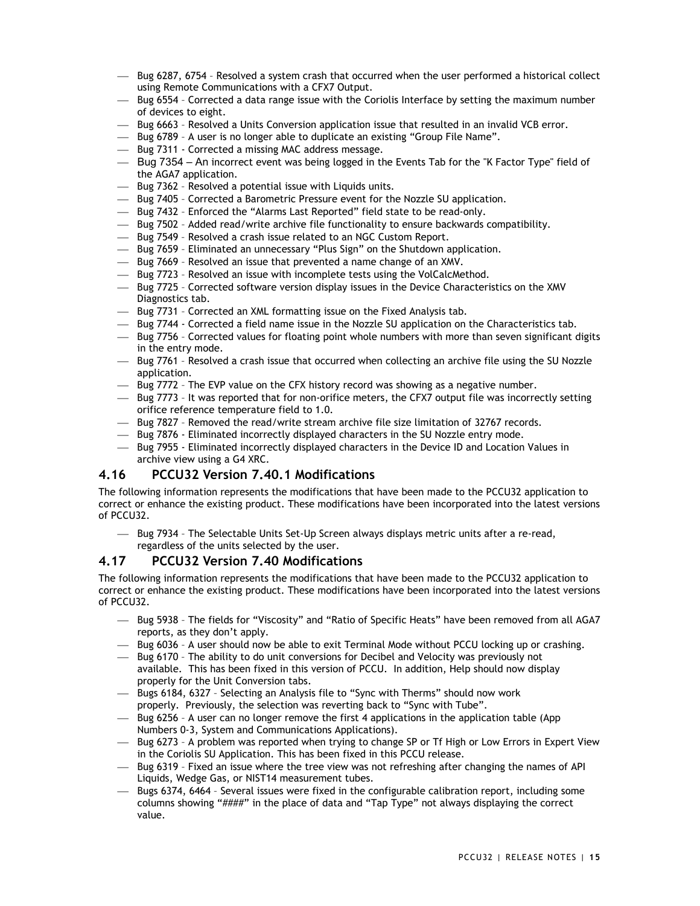- Bug 6287, 6754 – Resolved a system crash that occurred when the user performed a historical collect using Remote Communications with a CFX7 Output.
- Bug 6554 – Corrected a data range issue with the Coriolis Interface by setting the maximum number of devices to eight.
- Bug 6663 – Resolved a Units Conversion application issue that resulted in an invalid VCB error.
- Bug 6789 – A user is no longer able to duplicate an existing "Group File Name".
- Bug 7311 - Corrected a missing MAC address message.
- Bug 7354 – An incorrect event was being logged in the Events Tab for the "K Factor Type" field of the AGA7 application.
- Bug 7362 – Resolved a potential issue with Liquids units.
- Bug 7405 – Corrected a Barometric Pressure event for the Nozzle SU application.
- Bug 7432 – Enforced the "Alarms Last Reported" field state to be read-only.
- Bug 7502 – Added read/write archive file functionality to ensure backwards compatibility.
- Bug 7549 – Resolved a crash issue related to an NGC Custom Report.
- Bug 7659 – Eliminated an unnecessary "Plus Sign" on the Shutdown application.
- Bug 7669 – Resolved an issue that prevented a name change of an XMV.
- Bug 7723 – Resolved an issue with incomplete tests using the VolCalcMethod.
- Bug 7725 – Corrected software version display issues in the Device Characteristics on the XMV Diagnostics tab.
- Bug 7731 – Corrected an XML formatting issue on the Fixed Analysis tab.
- Bug 7744 - Corrected a field name issue in the Nozzle SU application on the Characteristics tab.
- Bug 7756 – Corrected values for floating point whole numbers with more than seven significant digits in the entry mode.
- Bug 7761 – Resolved a crash issue that occurred when collecting an archive file using the SU Nozzle application.
- Bug 7772 – The EVP value on the CFX history record was showing as a negative number.
- Bug 7773 – It was reported that for non-orifice meters, the CFX7 output file was incorrectly setting orifice reference temperature field to 1.0.
- Bug 7827 – Removed the read/write stream archive file size limitation of 32767 records.
- Bug 7876 - Eliminated incorrectly displayed characters in the SU Nozzle entry mode.
- Bug 7955 - Eliminated incorrectly displayed characters in the Device ID and Location Values in archive view using a G4 XRC.

## 4.16 PCCU32 Version 7.40.1 Modifications

The following information represents the modifications that have been made to the PCCU32 application to correct or enhance the existing product. These modifications have been incorporated into the latest versions of PCCU32.

- Bug 7934 – The Selectable Units Set-Up Screen always displays metric units after a re-read, regardless of the units selected by the user.

## 4.17 PCCU32 Version 7.40 Modifications

The following information represents the modifications that have been made to the PCCU32 application to correct or enhance the existing product. These modifications have been incorporated into the latest versions of PCCU32.

- Bug 5938 – The fields for "Viscosity" and "Ratio of Specific Heats" have been removed from all AGA7 reports, as they don't apply.
- Bug 6036 – A user should now be able to exit Terminal Mode without PCCU locking up or crashing.
- Bug 6170 – The ability to do unit conversions for Decibel and Velocity was previously not available. This has been fixed in this version of PCCU. In addition, Help should now display properly for the Unit Conversion tabs.
- Bugs 6184, 6327 – Selecting an Analysis file to "Sync with Therms" should now work properly. Previously, the selection was reverting back to "Sync with Tube".
- Bug 6256 – A user can no longer remove the first 4 applications in the application table (App Numbers 0-3, System and Communications Applications).
- Bug 6273 – A problem was reported when trying to change SP or Tf High or Low Errors in Expert View in the Coriolis SU Application. This has been fixed in this PCCU release.
- Bug 6319 – Fixed an issue where the tree view was not refreshing after changing the names of API Liquids, Wedge Gas, or NIST14 measurement tubes.
- Bugs 6374, 6464 – Several issues were fixed in the configurable calibration report, including some columns showing "####" in the place of data and "Tap Type" not always displaying the correct value.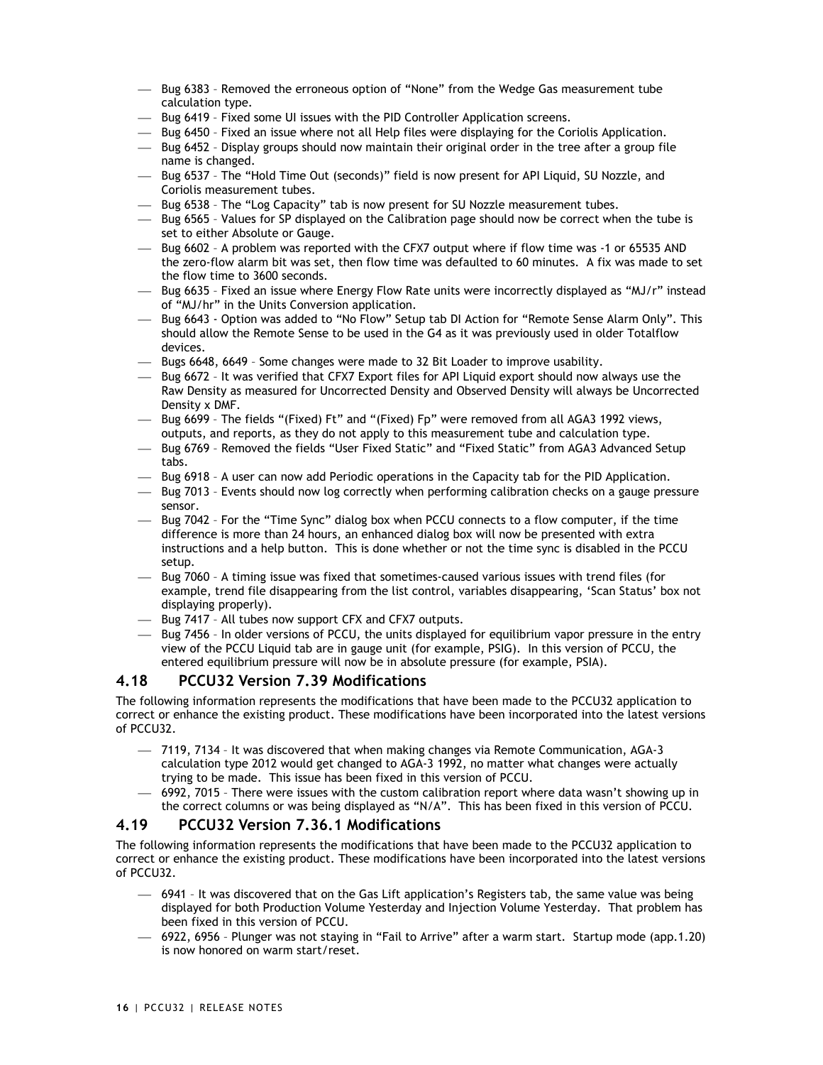- Bug 6383 – Removed the erroneous option of “None” from the Wedge Gas measurement tube calculation type.
- Bug 6419 – Fixed some UI issues with the PID Controller Application screens.
- Bug 6450 – Fixed an issue where not all Help files were displaying for the Coriolis Application.
- Bug 6452 – Display groups should now maintain their original order in the tree after a group file name is changed.
- Bug 6537 – The “Hold Time Out (seconds)” field is now present for API Liquid, SU Nozzle, and Coriolis measurement tubes.
- Bug 6538 – The “Log Capacity” tab is now present for SU Nozzle measurement tubes.
- Bug 6565 – Values for SP displayed on the Calibration page should now be correct when the tube is set to either Absolute or Gauge.
- Bug 6602 – A problem was reported with the CFX7 output where if flow time was -1 or 65535 AND the zero-flow alarm bit was set, then flow time was defaulted to 60 minutes. A fix was made to set the flow time to 3600 seconds.
- Bug 6635 – Fixed an issue where Energy Flow Rate units were incorrectly displayed as “MJ/r” instead of “MJ/hr” in the Units Conversion application.
- Bug 6643 - Option was added to “No Flow” Setup tab DI Action for “Remote Sense Alarm Only”. This should allow the Remote Sense to be used in the G4 as it was previously used in older Totalflow devices.
- Bugs 6648, 6649 – Some changes were made to 32 Bit Loader to improve usability.
- Bug 6672 – It was verified that CFX7 Export files for API Liquid export should now always use the Raw Density as measured for Uncorrected Density and Observed Density will always be Uncorrected Density x DMF.
- Bug 6699 – The fields “(Fixed) Ft” and “(Fixed) Fp” were removed from all AGA3 1992 views, outputs, and reports, as they do not apply to this measurement tube and calculation type.
- Bug 6769 – Removed the fields “User Fixed Static” and “Fixed Static” from AGA3 Advanced Setup tabs.
- Bug 6918 – A user can now add Periodic operations in the Capacity tab for the PID Application.
- Bug 7013 – Events should now log correctly when performing calibration checks on a gauge pressure sensor.
- Bug 7042 – For the “Time Sync” dialog box when PCCU connects to a flow computer, if the time difference is more than 24 hours, an enhanced dialog box will now be presented with extra instructions and a help button. This is done whether or not the time sync is disabled in the PCCU setup.
- Bug 7060 – A timing issue was fixed that sometimes-caused various issues with trend files (for example, trend file disappearing from the list control, variables disappearing, ‘Scan Status’ box not displaying properly).
- Bug 7417 – All tubes now support CFX and CFX7 outputs.
- Bug 7456 – In older versions of PCCU, the units displayed for equilibrium vapor pressure in the entry view of the PCCU Liquid tab are in gauge unit (for example, PSIG). In this version of PCCU, the entered equilibrium pressure will now be in absolute pressure (for example, PSIA).

## 4.18 PCCU32 Version 7.39 Modifications

The following information represents the modifications that have been made to the PCCU32 application to correct or enhance the existing product. These modifications have been incorporated into the latest versions of PCCU32.

- 7119, 7134 – It was discovered that when making changes via Remote Communication, AGA-3 calculation type 2012 would get changed to AGA-3 1992, no matter what changes were actually trying to be made. This issue has been fixed in this version of PCCU.
- 6992, 7015 – There were issues with the custom calibration report where data wasn’t showing up in the correct columns or was being displayed as “N/A”. This has been fixed in this version of PCCU.

## 4.19 PCCU32 Version 7.36.1 Modifications

The following information represents the modifications that have been made to the PCCU32 application to correct or enhance the existing product. These modifications have been incorporated into the latest versions of PCCU32.

- 6941 – It was discovered that on the Gas Lift application’s Registers tab, the same value was being displayed for both Production Volume Yesterday and Injection Volume Yesterday. That problem has been fixed in this version of PCCU.
- 6922, 6956 – Plunger was not staying in “Fail to Arrive” after a warm start. Startup mode (app.1.20) is now honored on warm start/reset.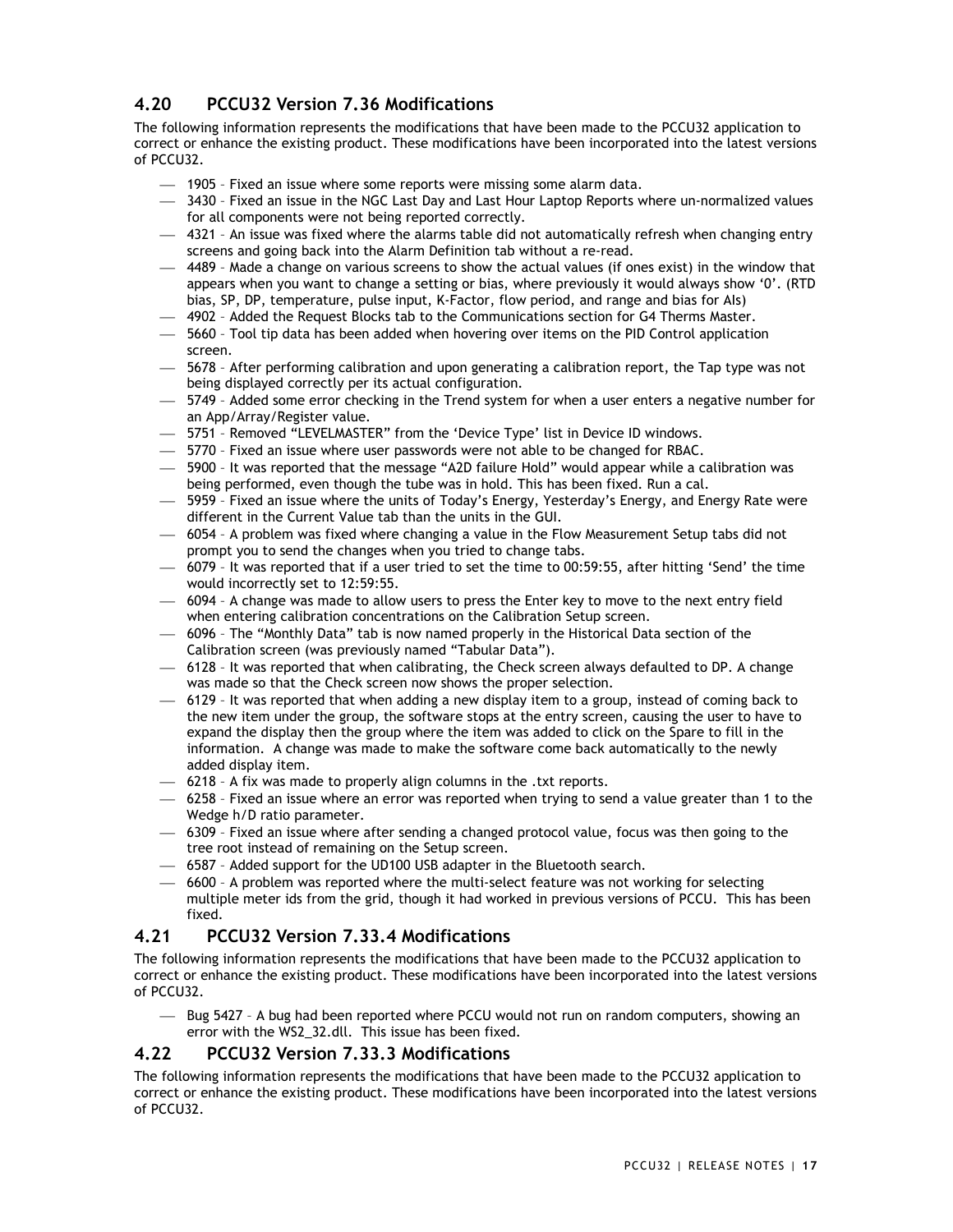## 4.20 PCCU32 Version 7.36 Modifications

The following information represents the modifications that have been made to the PCCU32 application to correct or enhance the existing product. These modifications have been incorporated into the latest versions of PCCU32.

- 1905 – Fixed an issue where some reports were missing some alarm data.
- 3430 – Fixed an issue in the NGC Last Day and Last Hour Laptop Reports where un-normalized values for all components were not being reported correctly.
- 4321 – An issue was fixed where the alarms table did not automatically refresh when changing entry screens and going back into the Alarm Definition tab without a re-read.
- 4489 – Made a change on various screens to show the actual values (if ones exist) in the window that appears when you want to change a setting or bias, where previously it would always show '0'. (RTD bias, SP, DP, temperature, pulse input, K-Factor, flow period, and range and bias for AIs)
- 4902 – Added the Request Blocks tab to the Communications section for G4 Therms Master.
- 5660 – Tool tip data has been added when hovering over items on the PID Control application screen.
- 5678 – After performing calibration and upon generating a calibration report, the Tap type was not being displayed correctly per its actual configuration.
- 5749 – Added some error checking in the Trend system for when a user enters a negative number for an App/Array/Register value.
- 5751 – Removed "LEVELMASTER" from the 'Device Type' list in Device ID windows.
- 5770 – Fixed an issue where user passwords were not able to be changed for RBAC.
- 5900 – It was reported that the message "A2D failure Hold" would appear while a calibration was being performed, even though the tube was in hold. This has been fixed. Run a cal.
- 5959 – Fixed an issue where the units of Today's Energy, Yesterday's Energy, and Energy Rate were different in the Current Value tab than the units in the GUI.
- 6054 – A problem was fixed where changing a value in the Flow Measurement Setup tabs did not prompt you to send the changes when you tried to change tabs.
- 6079 – It was reported that if a user tried to set the time to 00:59:55, after hitting 'Send' the time would incorrectly set to 12:59:55.
- 6094 – A change was made to allow users to press the Enter key to move to the next entry field when entering calibration concentrations on the Calibration Setup screen.
- 6096 – The "Monthly Data" tab is now named properly in the Historical Data section of the Calibration screen (was previously named "Tabular Data").
- 6128 – It was reported that when calibrating, the Check screen always defaulted to DP. A change was made so that the Check screen now shows the proper selection.
- 6129 – It was reported that when adding a new display item to a group, instead of coming back to the new item under the group, the software stops at the entry screen, causing the user to have to expand the display then the group where the item was added to click on the Spare to fill in the information. A change was made to make the software come back automatically to the newly added display item.
- 6218 – A fix was made to properly align columns in the .txt reports.
- 6258 – Fixed an issue where an error was reported when trying to send a value greater than 1 to the Wedge h/D ratio parameter.
- 6309 – Fixed an issue where after sending a changed protocol value, focus was then going to the tree root instead of remaining on the Setup screen.
- 6587 – Added support for the UD100 USB adapter in the Bluetooth search.
- 6600 – A problem was reported where the multi-select feature was not working for selecting multiple meter ids from the grid, though it had worked in previous versions of PCCU. This has been fixed.

## 4.21 PCCU32 Version 7.33.4 Modifications

The following information represents the modifications that have been made to the PCCU32 application to correct or enhance the existing product. These modifications have been incorporated into the latest versions of PCCU32.

- Bug 5427 – A bug had been reported where PCCU would not run on random computers, showing an error with the WS2_32.dll. This issue has been fixed.

## 4.22 PCCU32 Version 7.33.3 Modifications

The following information represents the modifications that have been made to the PCCU32 application to correct or enhance the existing product. These modifications have been incorporated into the latest versions of PCCU32.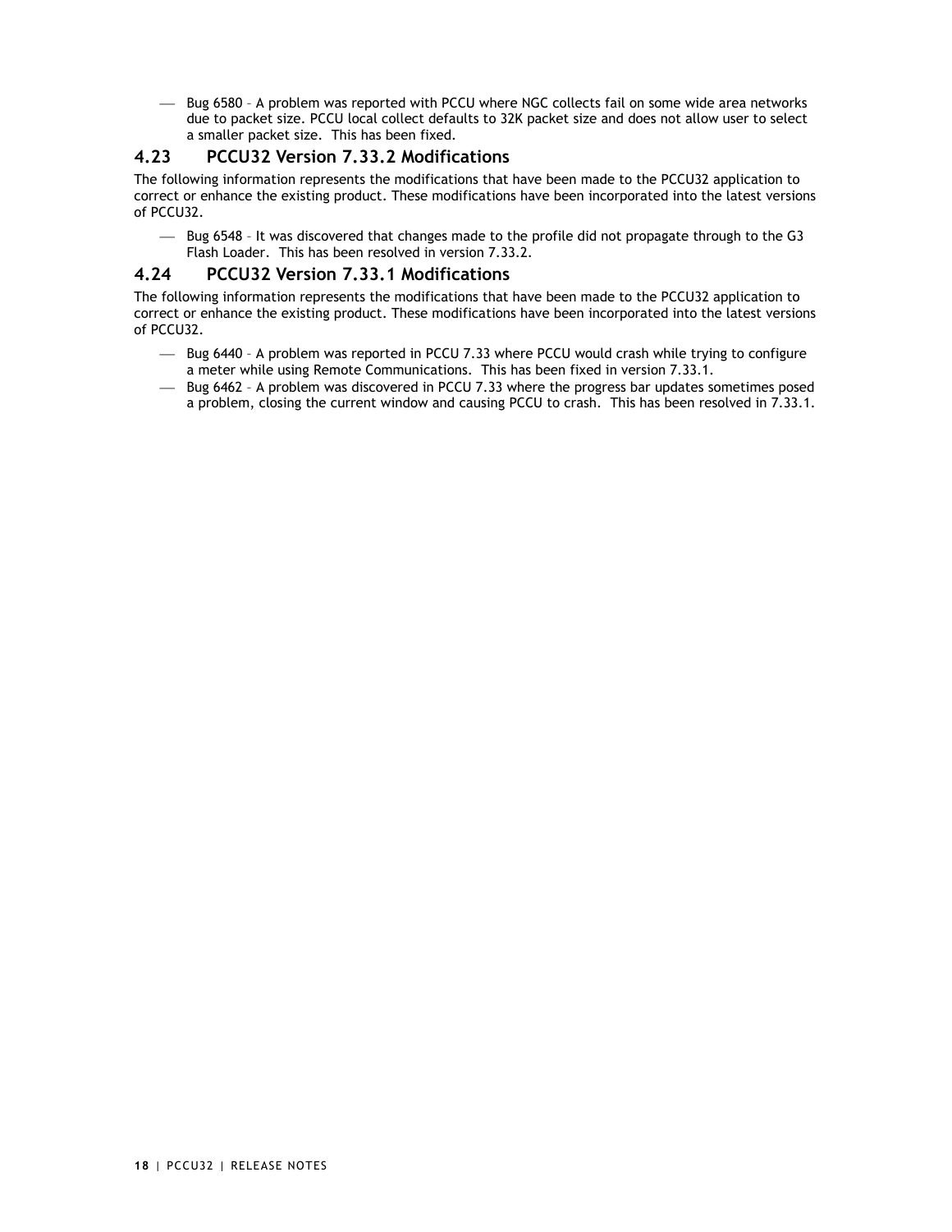- Bug 6580 – A problem was reported with PCCU where NGC collects fail on some wide area networks due to packet size. PCCU local collect defaults to 32K packet size and does not allow user to select a smaller packet size. This has been fixed.

## 4.23 PCCU32 Version 7.33.2 Modifications

The following information represents the modifications that have been made to the PCCU32 application to correct or enhance the existing product. These modifications have been incorporated into the latest versions of PCCU32.

- Bug 6548 – It was discovered that changes made to the profile did not propagate through to the G3 Flash Loader. This has been resolved in version 7.33.2.

## 4.24 PCCU32 Version 7.33.1 Modifications

The following information represents the modifications that have been made to the PCCU32 application to correct or enhance the existing product. These modifications have been incorporated into the latest versions of PCCU32.

- Bug 6440 – A problem was reported in PCCU 7.33 where PCCU would crash while trying to configure a meter while using Remote Communications. This has been fixed in version 7.33.1.
- Bug 6462 – A problem was discovered in PCCU 7.33 where the progress bar updates sometimes posed a problem, closing the current window and causing PCCU to crash. This has been resolved in 7.33.1.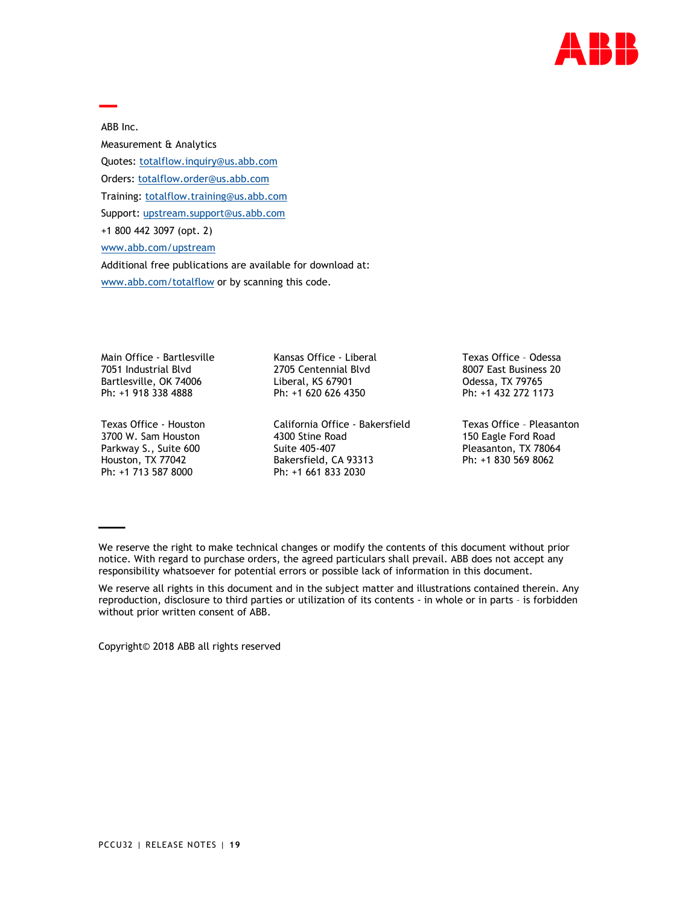ABB Inc.

Measurement & Analytics

Quotes: totalflow.inquiry@us.abb.com

Orders: totalflow.order@us.abb.com

Training: totalflow.training@us.abb.com

Support: upstream.support@us.abb.com

+1 800 442 3097 (opt. 2)

www.abb.com/upstream

Additional free publications are available for download at:

www.abb.com/totalflow or by scanning this code.

Main Office - Bartlesville
7051 Industrial Blvd
Bartlesville, OK 74006
Ph: +1 918 338 4888

Kansas Office - Liberal
2705 Centennial Blvd
Liberal, KS 67901
Ph: +1 620 626 4350

Texas Office – Odessa
8007 East Business 20
Odessa, TX 79765
Ph: +1 432 272 1173

Texas Office - Houston
3700 W. Sam Houston
Parkway S., Suite 600
Houston, TX 77042
Ph: +1 713 587 8000

California Office - Bakersfield
4300 Stine Road
Suite 405-407
Bakersfield, CA 93313
Ph: +1 661 833 2030

Texas Office – Pleasanton
150 Eagle Ford Road
Pleasanton, TX 78064
Ph: +1 830 569 8062

We reserve the right to make technical changes or modify the contents of this document without prior notice. With regard to purchase orders, the agreed particulars shall prevail. ABB does not accept any responsibility whatsoever for potential errors or possible lack of information in this document.

We reserve all rights in this document and in the subject matter and illustrations contained therein. Any reproduction, disclosure to third parties or utilization of its contents - in whole or in parts – is forbidden without prior written consent of ABB.

Copyright© 2018 ABB all rights reserved